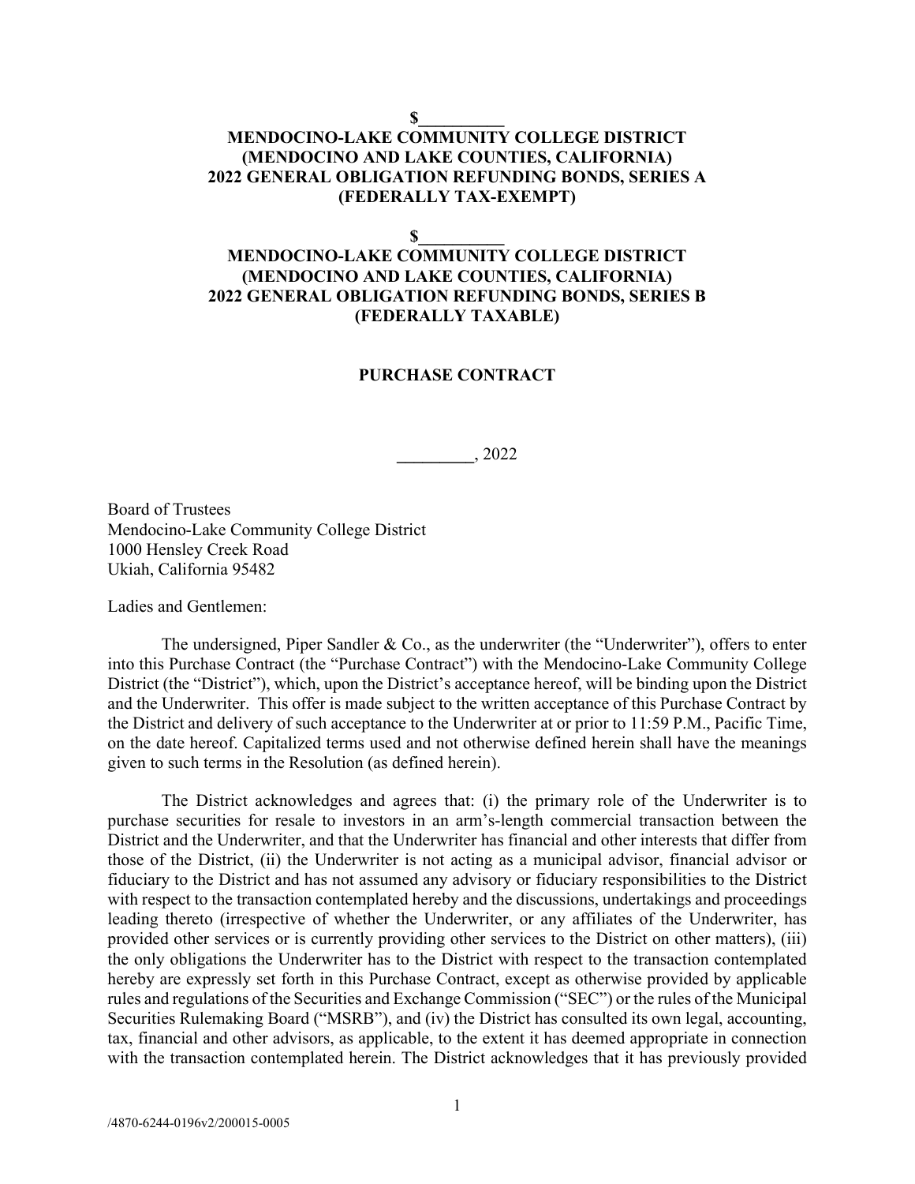**$__________**
**MENDOCINO-LAKE COMMUNITY COLLEGE DISTRICT**
**(MENDOCINO AND LAKE COUNTIES, CALIFORNIA)**
**2022 GENERAL OBLIGATION REFUNDING BONDS, SERIES A**
**(FEDERALLY TAX-EXEMPT)**

**$__________**
**MENDOCINO-LAKE COMMUNITY COLLEGE DISTRICT**
**(MENDOCINO AND LAKE COUNTIES, CALIFORNIA)**
**2022 GENERAL OBLIGATION REFUNDING BONDS, SERIES B**
**(FEDERALLY TAXABLE)**

**PURCHASE CONTRACT**

_________, 2022

Board of Trustees
Mendocino-Lake Community College District
1000 Hensley Creek Road
Ukiah, California 95482

Ladies and Gentlemen:

The undersigned, Piper Sandler & Co., as the underwriter (the "Underwriter"), offers to enter into this Purchase Contract (the "Purchase Contract") with the Mendocino-Lake Community College District (the "District"), which, upon the District's acceptance hereof, will be binding upon the District and the Underwriter. This offer is made subject to the written acceptance of this Purchase Contract by the District and delivery of such acceptance to the Underwriter at or prior to 11:59 P.M., Pacific Time, on the date hereof. Capitalized terms used and not otherwise defined herein shall have the meanings given to such terms in the Resolution (as defined herein).

The District acknowledges and agrees that: (i) the primary role of the Underwriter is to purchase securities for resale to investors in an arm's-length commercial transaction between the District and the Underwriter, and that the Underwriter has financial and other interests that differ from those of the District, (ii) the Underwriter is not acting as a municipal advisor, financial advisor or fiduciary to the District and has not assumed any advisory or fiduciary responsibilities to the District with respect to the transaction contemplated hereby and the discussions, undertakings and proceedings leading thereto (irrespective of whether the Underwriter, or any affiliates of the Underwriter, has provided other services or is currently providing other services to the District on other matters), (iii) the only obligations the Underwriter has to the District with respect to the transaction contemplated hereby are expressly set forth in this Purchase Contract, except as otherwise provided by applicable rules and regulations of the Securities and Exchange Commission ("SEC") or the rules of the Municipal Securities Rulemaking Board ("MSRB"), and (iv) the District has consulted its own legal, accounting, tax, financial and other advisors, as applicable, to the extent it has deemed appropriate in connection with the transaction contemplated herein. The District acknowledges that it has previously provided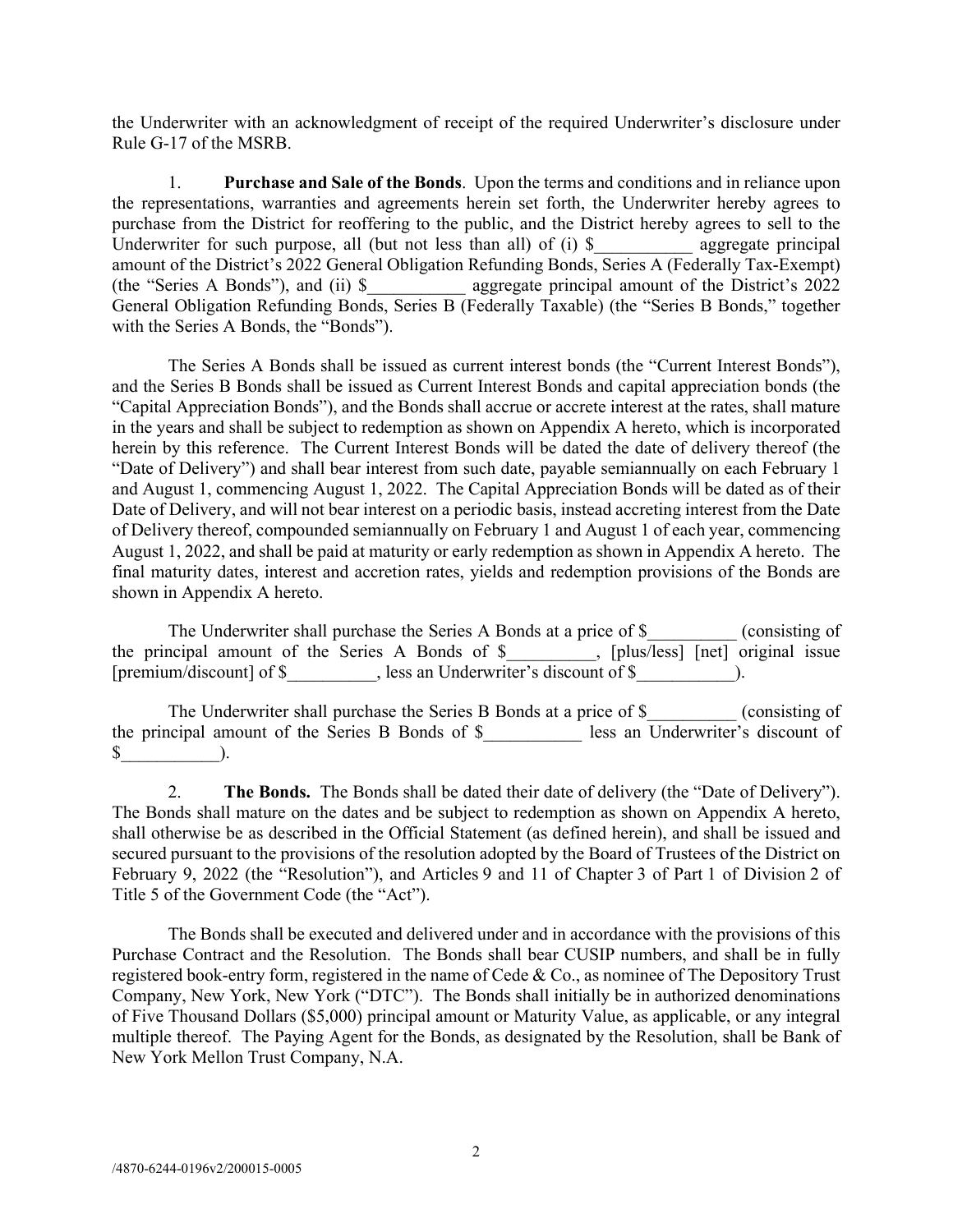the Underwriter with an acknowledgment of receipt of the required Underwriter's disclosure under Rule G-17 of the MSRB.

1. **Purchase and Sale of the Bonds**. Upon the terms and conditions and in reliance upon the representations, warranties and agreements herein set forth, the Underwriter hereby agrees to purchase from the District for reoffering to the public, and the District hereby agrees to sell to the Underwriter for such purpose, all (but not less than all) of (i) $___________ aggregate principal amount of the District's 2022 General Obligation Refunding Bonds, Series A (Federally Tax-Exempt) (the "Series A Bonds"), and (ii) $___________ aggregate principal amount of the District's 2022 General Obligation Refunding Bonds, Series B (Federally Taxable) (the "Series B Bonds," together with the Series A Bonds, the "Bonds").

The Series A Bonds shall be issued as current interest bonds (the "Current Interest Bonds"), and the Series B Bonds shall be issued as Current Interest Bonds and capital appreciation bonds (the "Capital Appreciation Bonds"), and the Bonds shall accrue or accrete interest at the rates, shall mature in the years and shall be subject to redemption as shown on Appendix A hereto, which is incorporated herein by this reference. The Current Interest Bonds will be dated the date of delivery thereof (the "Date of Delivery") and shall bear interest from such date, payable semiannually on each February 1 and August 1, commencing August 1, 2022. The Capital Appreciation Bonds will be dated as of their Date of Delivery, and will not bear interest on a periodic basis, instead accreting interest from the Date of Delivery thereof, compounded semiannually on February 1 and August 1 of each year, commencing August 1, 2022, and shall be paid at maturity or early redemption as shown in Appendix A hereto. The final maturity dates, interest and accretion rates, yields and redemption provisions of the Bonds are shown in Appendix A hereto.

The Underwriter shall purchase the Series A Bonds at a price of $__________ (consisting of the principal amount of the Series A Bonds of $__________, [plus/less] [net] original issue [premium/discount] of $__________, less an Underwriter's discount of $___________).

The Underwriter shall purchase the Series B Bonds at a price of $__________ (consisting of the principal amount of the Series B Bonds of $___________ less an Underwriter's discount of $___________).

2. **The Bonds.** The Bonds shall be dated their date of delivery (the "Date of Delivery"). The Bonds shall mature on the dates and be subject to redemption as shown on Appendix A hereto, shall otherwise be as described in the Official Statement (as defined herein), and shall be issued and secured pursuant to the provisions of the resolution adopted by the Board of Trustees of the District on February 9, 2022 (the "Resolution"), and Articles 9 and 11 of Chapter 3 of Part 1 of Division 2 of Title 5 of the Government Code (the "Act").

The Bonds shall be executed and delivered under and in accordance with the provisions of this Purchase Contract and the Resolution. The Bonds shall bear CUSIP numbers, and shall be in fully registered book-entry form, registered in the name of Cede & Co., as nominee of The Depository Trust Company, New York, New York ("DTC"). The Bonds shall initially be in authorized denominations of Five Thousand Dollars ($5,000) principal amount or Maturity Value, as applicable, or any integral multiple thereof. The Paying Agent for the Bonds, as designated by the Resolution, shall be Bank of New York Mellon Trust Company, N.A.

/4870-6244-0196v2/200015-0005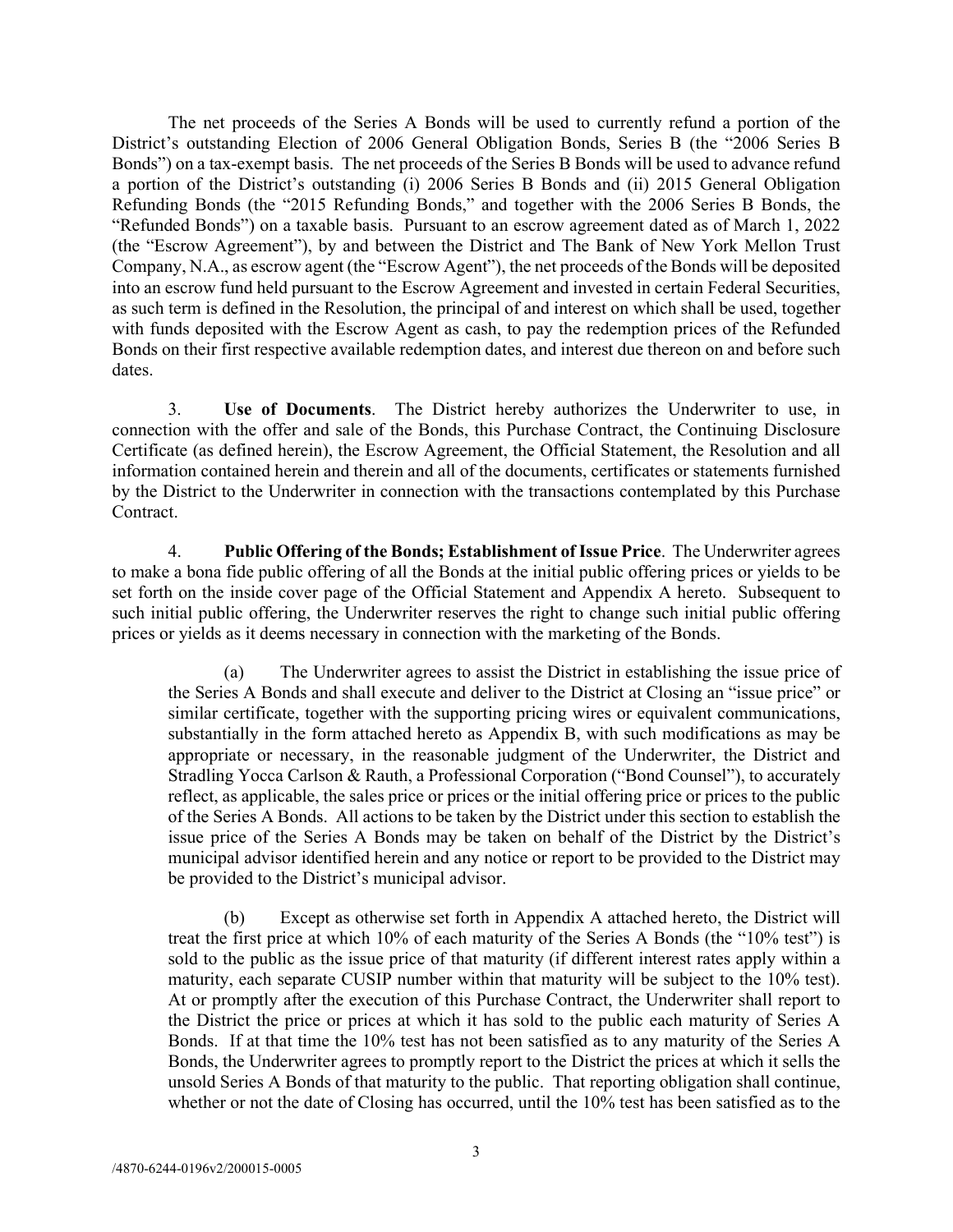The net proceeds of the Series A Bonds will be used to currently refund a portion of the District's outstanding Election of 2006 General Obligation Bonds, Series B (the "2006 Series B Bonds") on a tax-exempt basis. The net proceeds of the Series B Bonds will be used to advance refund a portion of the District's outstanding (i) 2006 Series B Bonds and (ii) 2015 General Obligation Refunding Bonds (the "2015 Refunding Bonds," and together with the 2006 Series B Bonds, the "Refunded Bonds") on a taxable basis. Pursuant to an escrow agreement dated as of March 1, 2022 (the "Escrow Agreement"), by and between the District and The Bank of New York Mellon Trust Company, N.A., as escrow agent (the "Escrow Agent"), the net proceeds of the Bonds will be deposited into an escrow fund held pursuant to the Escrow Agreement and invested in certain Federal Securities, as such term is defined in the Resolution, the principal of and interest on which shall be used, together with funds deposited with the Escrow Agent as cash, to pay the redemption prices of the Refunded Bonds on their first respective available redemption dates, and interest due thereon on and before such dates.

3. **Use of Documents**. The District hereby authorizes the Underwriter to use, in connection with the offer and sale of the Bonds, this Purchase Contract, the Continuing Disclosure Certificate (as defined herein), the Escrow Agreement, the Official Statement, the Resolution and all information contained herein and therein and all of the documents, certificates or statements furnished by the District to the Underwriter in connection with the transactions contemplated by this Purchase Contract.

4. **Public Offering of the Bonds; Establishment of Issue Price**. The Underwriter agrees to make a bona fide public offering of all the Bonds at the initial public offering prices or yields to be set forth on the inside cover page of the Official Statement and Appendix A hereto. Subsequent to such initial public offering, the Underwriter reserves the right to change such initial public offering prices or yields as it deems necessary in connection with the marketing of the Bonds.

(a) The Underwriter agrees to assist the District in establishing the issue price of the Series A Bonds and shall execute and deliver to the District at Closing an "issue price" or similar certificate, together with the supporting pricing wires or equivalent communications, substantially in the form attached hereto as Appendix B, with such modifications as may be appropriate or necessary, in the reasonable judgment of the Underwriter, the District and Stradling Yocca Carlson & Rauth, a Professional Corporation ("Bond Counsel"), to accurately reflect, as applicable, the sales price or prices or the initial offering price or prices to the public of the Series A Bonds. All actions to be taken by the District under this section to establish the issue price of the Series A Bonds may be taken on behalf of the District by the District's municipal advisor identified herein and any notice or report to be provided to the District may be provided to the District's municipal advisor.

(b) Except as otherwise set forth in Appendix A attached hereto, the District will treat the first price at which 10% of each maturity of the Series A Bonds (the "10% test") is sold to the public as the issue price of that maturity (if different interest rates apply within a maturity, each separate CUSIP number within that maturity will be subject to the 10% test). At or promptly after the execution of this Purchase Contract, the Underwriter shall report to the District the price or prices at which it has sold to the public each maturity of Series A Bonds. If at that time the 10% test has not been satisfied as to any maturity of the Series A Bonds, the Underwriter agrees to promptly report to the District the prices at which it sells the unsold Series A Bonds of that maturity to the public. That reporting obligation shall continue, whether or not the date of Closing has occurred, until the 10% test has been satisfied as to the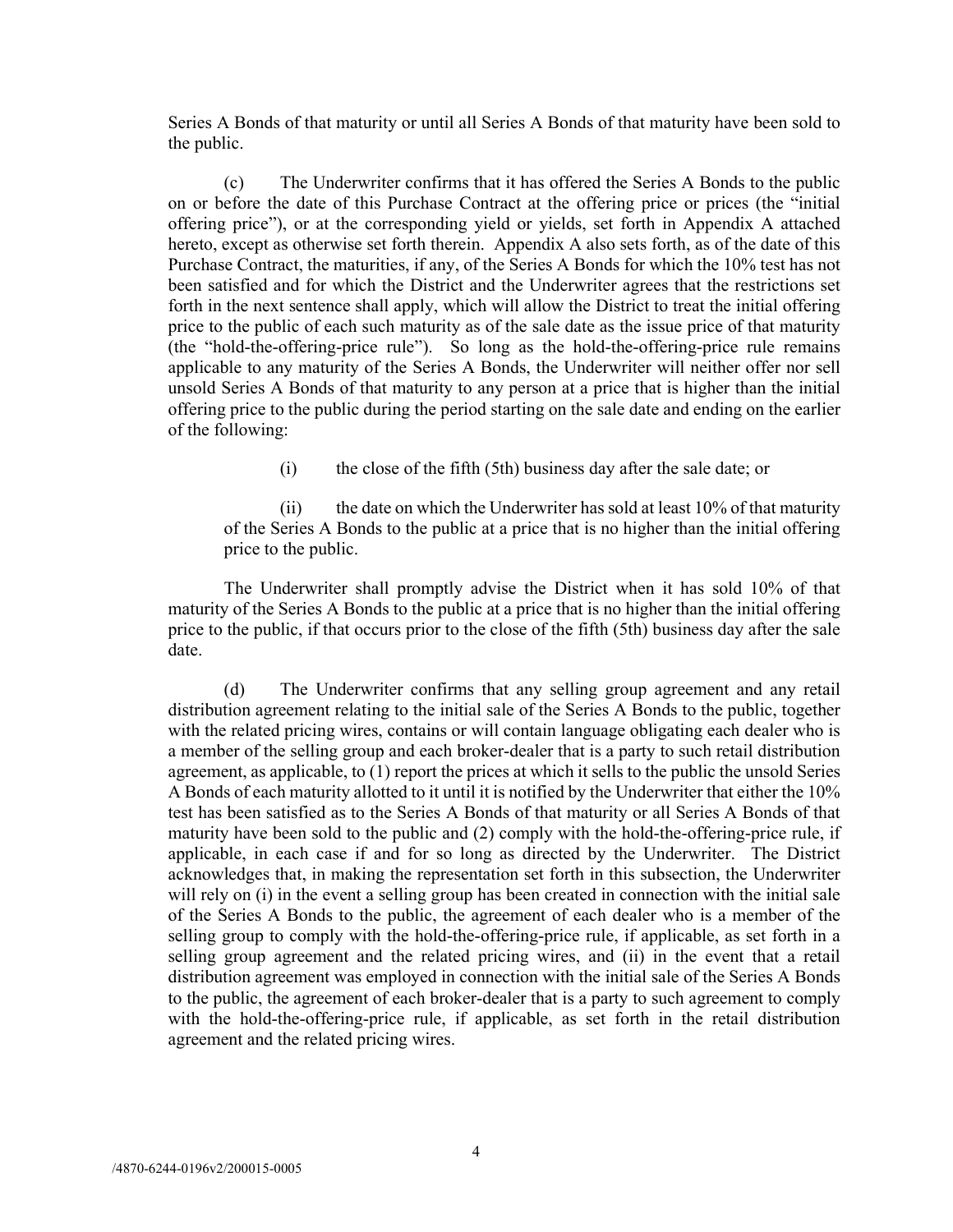Series A Bonds of that maturity or until all Series A Bonds of that maturity have been sold to the public.

(c) The Underwriter confirms that it has offered the Series A Bonds to the public on or before the date of this Purchase Contract at the offering price or prices (the "initial offering price"), or at the corresponding yield or yields, set forth in Appendix A attached hereto, except as otherwise set forth therein. Appendix A also sets forth, as of the date of this Purchase Contract, the maturities, if any, of the Series A Bonds for which the 10% test has not been satisfied and for which the District and the Underwriter agrees that the restrictions set forth in the next sentence shall apply, which will allow the District to treat the initial offering price to the public of each such maturity as of the sale date as the issue price of that maturity (the "hold-the-offering-price rule"). So long as the hold-the-offering-price rule remains applicable to any maturity of the Series A Bonds, the Underwriter will neither offer nor sell unsold Series A Bonds of that maturity to any person at a price that is higher than the initial offering price to the public during the period starting on the sale date and ending on the earlier of the following:

(i) the close of the fifth (5th) business day after the sale date; or

(ii) the date on which the Underwriter has sold at least 10% of that maturity of the Series A Bonds to the public at a price that is no higher than the initial offering price to the public.

The Underwriter shall promptly advise the District when it has sold 10% of that maturity of the Series A Bonds to the public at a price that is no higher than the initial offering price to the public, if that occurs prior to the close of the fifth (5th) business day after the sale date.

(d) The Underwriter confirms that any selling group agreement and any retail distribution agreement relating to the initial sale of the Series A Bonds to the public, together with the related pricing wires, contains or will contain language obligating each dealer who is a member of the selling group and each broker-dealer that is a party to such retail distribution agreement, as applicable, to (1) report the prices at which it sells to the public the unsold Series A Bonds of each maturity allotted to it until it is notified by the Underwriter that either the 10% test has been satisfied as to the Series A Bonds of that maturity or all Series A Bonds of that maturity have been sold to the public and (2) comply with the hold-the-offering-price rule, if applicable, in each case if and for so long as directed by the Underwriter. The District acknowledges that, in making the representation set forth in this subsection, the Underwriter will rely on (i) in the event a selling group has been created in connection with the initial sale of the Series A Bonds to the public, the agreement of each dealer who is a member of the selling group to comply with the hold-the-offering-price rule, if applicable, as set forth in a selling group agreement and the related pricing wires, and (ii) in the event that a retail distribution agreement was employed in connection with the initial sale of the Series A Bonds to the public, the agreement of each broker-dealer that is a party to such agreement to comply with the hold-the-offering-price rule, if applicable, as set forth in the retail distribution agreement and the related pricing wires.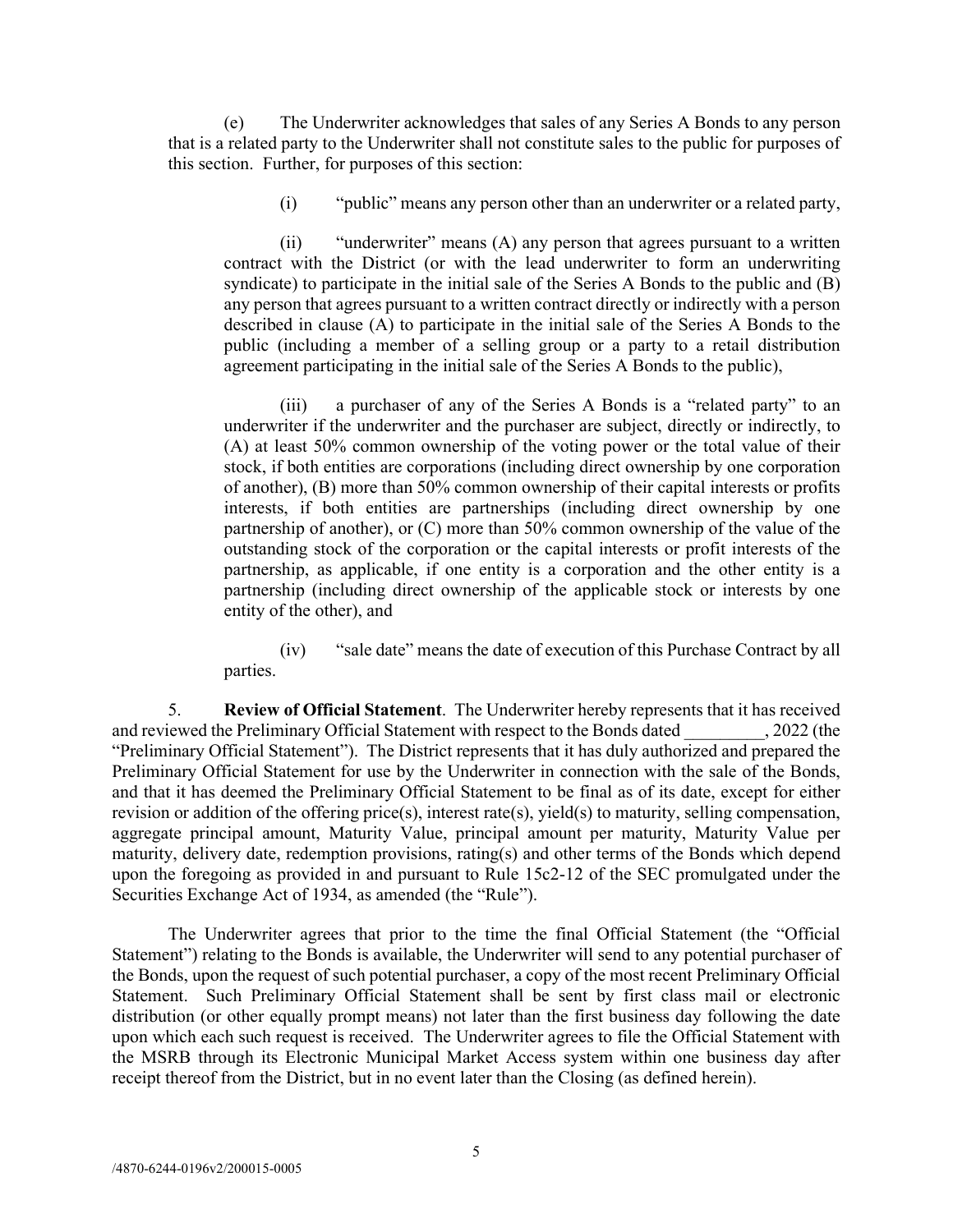(e) The Underwriter acknowledges that sales of any Series A Bonds to any person that is a related party to the Underwriter shall not constitute sales to the public for purposes of this section. Further, for purposes of this section:

(i) "public" means any person other than an underwriter or a related party,

(ii) "underwriter" means (A) any person that agrees pursuant to a written contract with the District (or with the lead underwriter to form an underwriting syndicate) to participate in the initial sale of the Series A Bonds to the public and (B) any person that agrees pursuant to a written contract directly or indirectly with a person described in clause (A) to participate in the initial sale of the Series A Bonds to the public (including a member of a selling group or a party to a retail distribution agreement participating in the initial sale of the Series A Bonds to the public),

(iii) a purchaser of any of the Series A Bonds is a "related party" to an underwriter if the underwriter and the purchaser are subject, directly or indirectly, to (A) at least 50% common ownership of the voting power or the total value of their stock, if both entities are corporations (including direct ownership by one corporation of another), (B) more than 50% common ownership of their capital interests or profits interests, if both entities are partnerships (including direct ownership by one partnership of another), or (C) more than 50% common ownership of the value of the outstanding stock of the corporation or the capital interests or profit interests of the partnership, as applicable, if one entity is a corporation and the other entity is a partnership (including direct ownership of the applicable stock or interests by one entity of the other), and

(iv) "sale date" means the date of execution of this Purchase Contract by all parties.

5. **Review of Official Statement**. The Underwriter hereby represents that it has received and reviewed the Preliminary Official Statement with respect to the Bonds dated _________, 2022 (the "Preliminary Official Statement"). The District represents that it has duly authorized and prepared the Preliminary Official Statement for use by the Underwriter in connection with the sale of the Bonds, and that it has deemed the Preliminary Official Statement to be final as of its date, except for either revision or addition of the offering price(s), interest rate(s), yield(s) to maturity, selling compensation, aggregate principal amount, Maturity Value, principal amount per maturity, Maturity Value per maturity, delivery date, redemption provisions, rating(s) and other terms of the Bonds which depend upon the foregoing as provided in and pursuant to Rule 15c2-12 of the SEC promulgated under the Securities Exchange Act of 1934, as amended (the "Rule").

The Underwriter agrees that prior to the time the final Official Statement (the "Official Statement") relating to the Bonds is available, the Underwriter will send to any potential purchaser of the Bonds, upon the request of such potential purchaser, a copy of the most recent Preliminary Official Statement. Such Preliminary Official Statement shall be sent by first class mail or electronic distribution (or other equally prompt means) not later than the first business day following the date upon which each such request is received. The Underwriter agrees to file the Official Statement with the MSRB through its Electronic Municipal Market Access system within one business day after receipt thereof from the District, but in no event later than the Closing (as defined herein).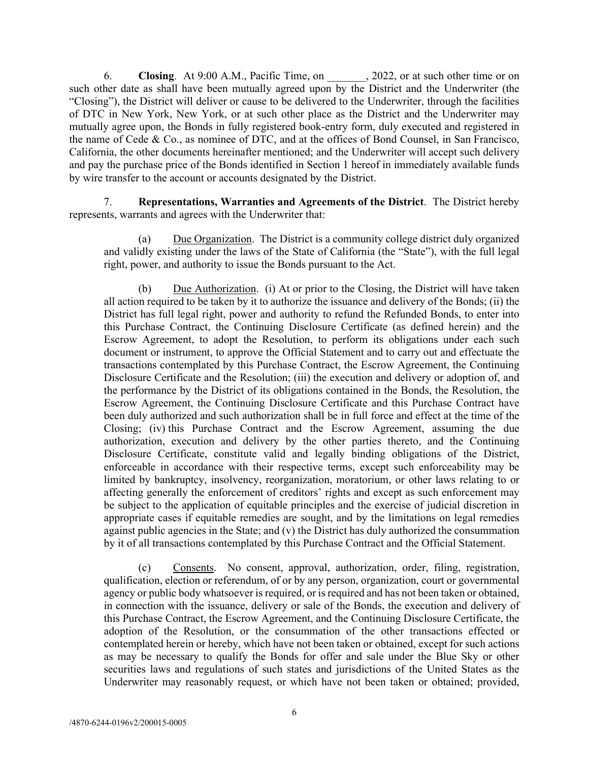6. **Closing**. At 9:00 A.M., Pacific Time, on _______, 2022, or at such other time or on such other date as shall have been mutually agreed upon by the District and the Underwriter (the "Closing"), the District will deliver or cause to be delivered to the Underwriter, through the facilities of DTC in New York, New York, or at such other place as the District and the Underwriter may mutually agree upon, the Bonds in fully registered book-entry form, duly executed and registered in the name of Cede & Co., as nominee of DTC, and at the offices of Bond Counsel, in San Francisco, California, the other documents hereinafter mentioned; and the Underwriter will accept such delivery and pay the purchase price of the Bonds identified in Section 1 hereof in immediately available funds by wire transfer to the account or accounts designated by the District.

7. **Representations, Warranties and Agreements of the District**. The District hereby represents, warrants and agrees with the Underwriter that:

(a) Due Organization. The District is a community college district duly organized and validly existing under the laws of the State of California (the "State"), with the full legal right, power, and authority to issue the Bonds pursuant to the Act.

(b) Due Authorization. (i) At or prior to the Closing, the District will have taken all action required to be taken by it to authorize the issuance and delivery of the Bonds; (ii) the District has full legal right, power and authority to refund the Refunded Bonds, to enter into this Purchase Contract, the Continuing Disclosure Certificate (as defined herein) and the Escrow Agreement, to adopt the Resolution, to perform its obligations under each such document or instrument, to approve the Official Statement and to carry out and effectuate the transactions contemplated by this Purchase Contract, the Escrow Agreement, the Continuing Disclosure Certificate and the Resolution; (iii) the execution and delivery or adoption of, and the performance by the District of its obligations contained in the Bonds, the Resolution, the Escrow Agreement, the Continuing Disclosure Certificate and this Purchase Contract have been duly authorized and such authorization shall be in full force and effect at the time of the Closing; (iv) this Purchase Contract and the Escrow Agreement, assuming the due authorization, execution and delivery by the other parties thereto, and the Continuing Disclosure Certificate, constitute valid and legally binding obligations of the District, enforceable in accordance with their respective terms, except such enforceability may be limited by bankruptcy, insolvency, reorganization, moratorium, or other laws relating to or affecting generally the enforcement of creditors' rights and except as such enforcement may be subject to the application of equitable principles and the exercise of judicial discretion in appropriate cases if equitable remedies are sought, and by the limitations on legal remedies against public agencies in the State; and (v) the District has duly authorized the consummation by it of all transactions contemplated by this Purchase Contract and the Official Statement.

(c) Consents. No consent, approval, authorization, order, filing, registration, qualification, election or referendum, of or by any person, organization, court or governmental agency or public body whatsoever is required, or is required and has not been taken or obtained, in connection with the issuance, delivery or sale of the Bonds, the execution and delivery of this Purchase Contract, the Escrow Agreement, and the Continuing Disclosure Certificate, the adoption of the Resolution, or the consummation of the other transactions effected or contemplated herein or hereby, which have not been taken or obtained, except for such actions as may be necessary to qualify the Bonds for offer and sale under the Blue Sky or other securities laws and regulations of such states and jurisdictions of the United States as the Underwriter may reasonably request, or which have not been taken or obtained; provided,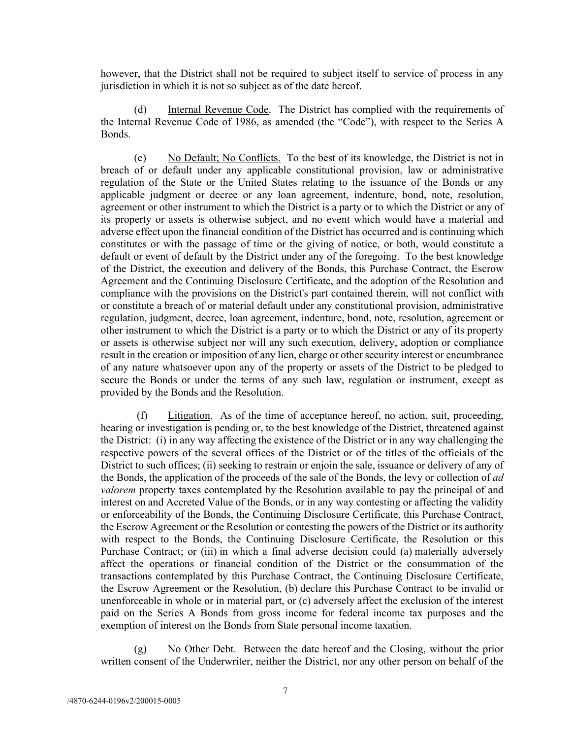however, that the District shall not be required to subject itself to service of process in any jurisdiction in which it is not so subject as of the date hereof.

(d) Internal Revenue Code. The District has complied with the requirements of the Internal Revenue Code of 1986, as amended (the "Code"), with respect to the Series A Bonds.

(e) No Default; No Conflicts. To the best of its knowledge, the District is not in breach of or default under any applicable constitutional provision, law or administrative regulation of the State or the United States relating to the issuance of the Bonds or any applicable judgment or decree or any loan agreement, indenture, bond, note, resolution, agreement or other instrument to which the District is a party or to which the District or any of its property or assets is otherwise subject, and no event which would have a material and adverse effect upon the financial condition of the District has occurred and is continuing which constitutes or with the passage of time or the giving of notice, or both, would constitute a default or event of default by the District under any of the foregoing. To the best knowledge of the District, the execution and delivery of the Bonds, this Purchase Contract, the Escrow Agreement and the Continuing Disclosure Certificate, and the adoption of the Resolution and compliance with the provisions on the District's part contained therein, will not conflict with or constitute a breach of or material default under any constitutional provision, administrative regulation, judgment, decree, loan agreement, indenture, bond, note, resolution, agreement or other instrument to which the District is a party or to which the District or any of its property or assets is otherwise subject nor will any such execution, delivery, adoption or compliance result in the creation or imposition of any lien, charge or other security interest or encumbrance of any nature whatsoever upon any of the property or assets of the District to be pledged to secure the Bonds or under the terms of any such law, regulation or instrument, except as provided by the Bonds and the Resolution.

(f) Litigation. As of the time of acceptance hereof, no action, suit, proceeding, hearing or investigation is pending or, to the best knowledge of the District, threatened against the District: (i) in any way affecting the existence of the District or in any way challenging the respective powers of the several offices of the District or of the titles of the officials of the District to such offices; (ii) seeking to restrain or enjoin the sale, issuance or delivery of any of the Bonds, the application of the proceeds of the sale of the Bonds, the levy or collection of *ad valorem* property taxes contemplated by the Resolution available to pay the principal of and interest on and Accreted Value of the Bonds, or in any way contesting or affecting the validity or enforceability of the Bonds, the Continuing Disclosure Certificate, this Purchase Contract, the Escrow Agreement or the Resolution or contesting the powers of the District or its authority with respect to the Bonds, the Continuing Disclosure Certificate, the Resolution or this Purchase Contract; or (iii) in which a final adverse decision could (a) materially adversely affect the operations or financial condition of the District or the consummation of the transactions contemplated by this Purchase Contract, the Continuing Disclosure Certificate, the Escrow Agreement or the Resolution, (b) declare this Purchase Contract to be invalid or unenforceable in whole or in material part, or (c) adversely affect the exclusion of the interest paid on the Series A Bonds from gross income for federal income tax purposes and the exemption of interest on the Bonds from State personal income taxation.

(g) No Other Debt. Between the date hereof and the Closing, without the prior written consent of the Underwriter, neither the District, nor any other person on behalf of the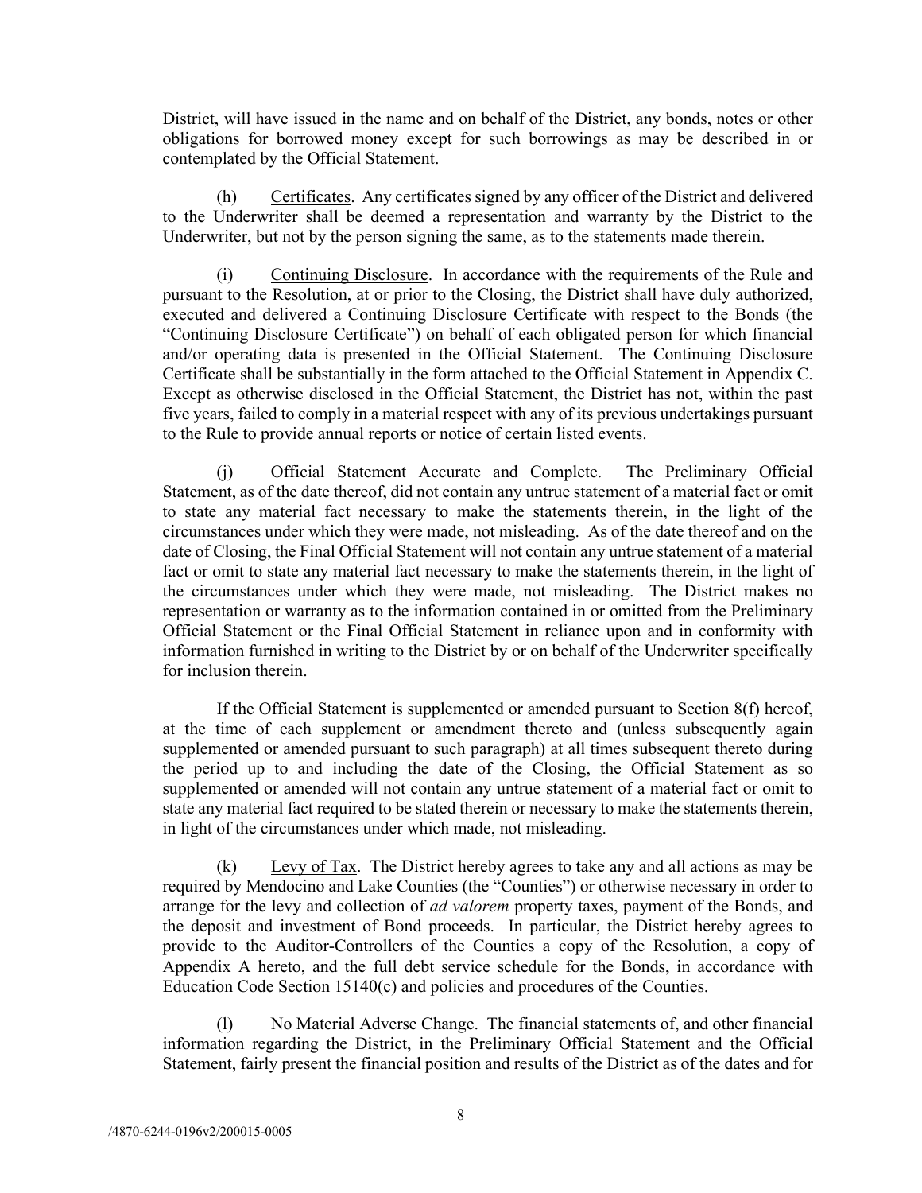District, will have issued in the name and on behalf of the District, any bonds, notes or other obligations for borrowed money except for such borrowings as may be described in or contemplated by the Official Statement.

(h) Certificates. Any certificates signed by any officer of the District and delivered to the Underwriter shall be deemed a representation and warranty by the District to the Underwriter, but not by the person signing the same, as to the statements made therein.

(i) Continuing Disclosure. In accordance with the requirements of the Rule and pursuant to the Resolution, at or prior to the Closing, the District shall have duly authorized, executed and delivered a Continuing Disclosure Certificate with respect to the Bonds (the "Continuing Disclosure Certificate") on behalf of each obligated person for which financial and/or operating data is presented in the Official Statement. The Continuing Disclosure Certificate shall be substantially in the form attached to the Official Statement in Appendix C. Except as otherwise disclosed in the Official Statement, the District has not, within the past five years, failed to comply in a material respect with any of its previous undertakings pursuant to the Rule to provide annual reports or notice of certain listed events.

(j) Official Statement Accurate and Complete. The Preliminary Official Statement, as of the date thereof, did not contain any untrue statement of a material fact or omit to state any material fact necessary to make the statements therein, in the light of the circumstances under which they were made, not misleading. As of the date thereof and on the date of Closing, the Final Official Statement will not contain any untrue statement of a material fact or omit to state any material fact necessary to make the statements therein, in the light of the circumstances under which they were made, not misleading. The District makes no representation or warranty as to the information contained in or omitted from the Preliminary Official Statement or the Final Official Statement in reliance upon and in conformity with information furnished in writing to the District by or on behalf of the Underwriter specifically for inclusion therein.

If the Official Statement is supplemented or amended pursuant to Section 8(f) hereof, at the time of each supplement or amendment thereto and (unless subsequently again supplemented or amended pursuant to such paragraph) at all times subsequent thereto during the period up to and including the date of the Closing, the Official Statement as so supplemented or amended will not contain any untrue statement of a material fact or omit to state any material fact required to be stated therein or necessary to make the statements therein, in light of the circumstances under which made, not misleading.

(k) Levy of Tax. The District hereby agrees to take any and all actions as may be required by Mendocino and Lake Counties (the "Counties") or otherwise necessary in order to arrange for the levy and collection of *ad valorem* property taxes, payment of the Bonds, and the deposit and investment of Bond proceeds. In particular, the District hereby agrees to provide to the Auditor-Controllers of the Counties a copy of the Resolution, a copy of Appendix A hereto, and the full debt service schedule for the Bonds, in accordance with Education Code Section 15140(c) and policies and procedures of the Counties.

(l) No Material Adverse Change. The financial statements of, and other financial information regarding the District, in the Preliminary Official Statement and the Official Statement, fairly present the financial position and results of the District as of the dates and for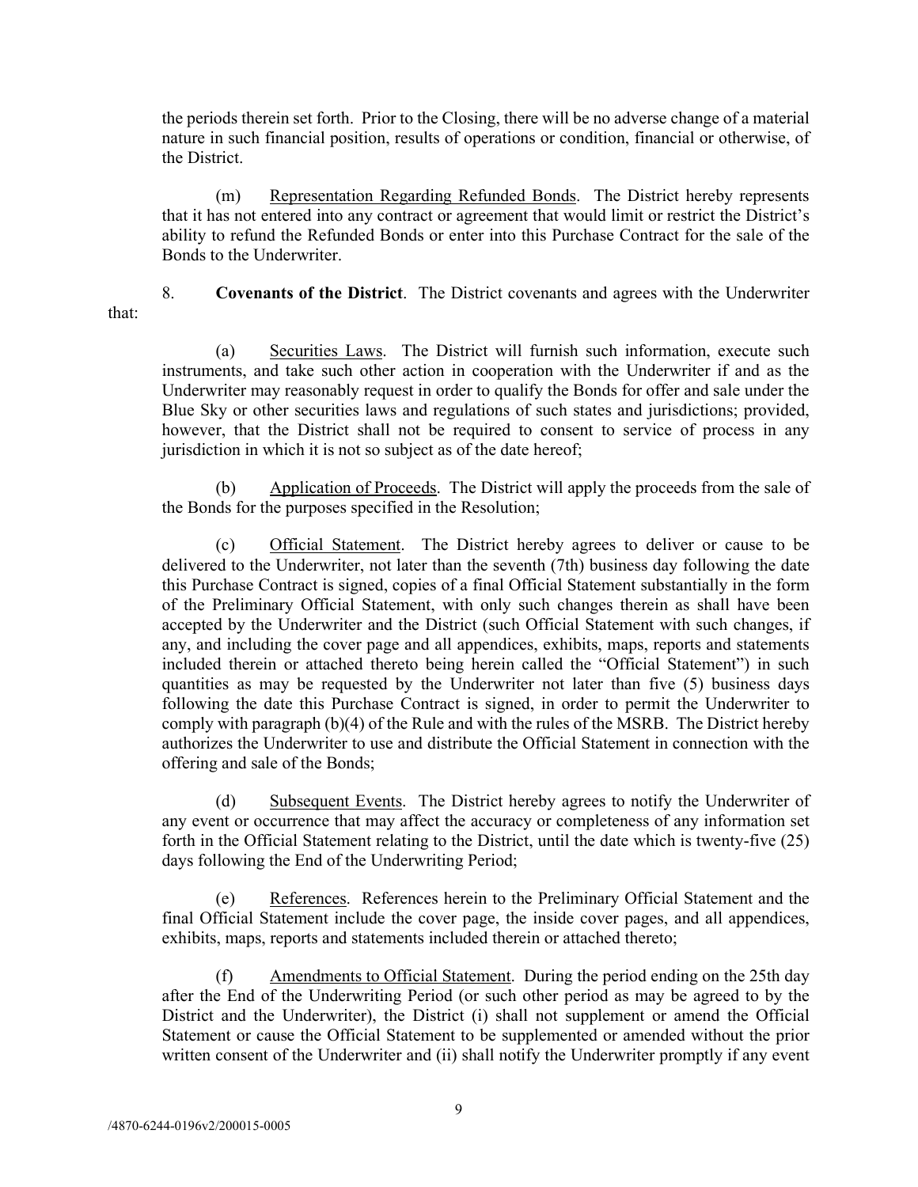the periods therein set forth. Prior to the Closing, there will be no adverse change of a material nature in such financial position, results of operations or condition, financial or otherwise, of the District.

(m) Representation Regarding Refunded Bonds. The District hereby represents that it has not entered into any contract or agreement that would limit or restrict the District's ability to refund the Refunded Bonds or enter into this Purchase Contract for the sale of the Bonds to the Underwriter.

8. **Covenants of the District**. The District covenants and agrees with the Underwriter that:

(a) Securities Laws. The District will furnish such information, execute such instruments, and take such other action in cooperation with the Underwriter if and as the Underwriter may reasonably request in order to qualify the Bonds for offer and sale under the Blue Sky or other securities laws and regulations of such states and jurisdictions; provided, however, that the District shall not be required to consent to service of process in any jurisdiction in which it is not so subject as of the date hereof;

(b) Application of Proceeds. The District will apply the proceeds from the sale of the Bonds for the purposes specified in the Resolution;

(c) Official Statement. The District hereby agrees to deliver or cause to be delivered to the Underwriter, not later than the seventh (7th) business day following the date this Purchase Contract is signed, copies of a final Official Statement substantially in the form of the Preliminary Official Statement, with only such changes therein as shall have been accepted by the Underwriter and the District (such Official Statement with such changes, if any, and including the cover page and all appendices, exhibits, maps, reports and statements included therein or attached thereto being herein called the "Official Statement") in such quantities as may be requested by the Underwriter not later than five (5) business days following the date this Purchase Contract is signed, in order to permit the Underwriter to comply with paragraph (b)(4) of the Rule and with the rules of the MSRB. The District hereby authorizes the Underwriter to use and distribute the Official Statement in connection with the offering and sale of the Bonds;

(d) Subsequent Events. The District hereby agrees to notify the Underwriter of any event or occurrence that may affect the accuracy or completeness of any information set forth in the Official Statement relating to the District, until the date which is twenty-five (25) days following the End of the Underwriting Period;

(e) References. References herein to the Preliminary Official Statement and the final Official Statement include the cover page, the inside cover pages, and all appendices, exhibits, maps, reports and statements included therein or attached thereto;

(f) Amendments to Official Statement. During the period ending on the 25th day after the End of the Underwriting Period (or such other period as may be agreed to by the District and the Underwriter), the District (i) shall not supplement or amend the Official Statement or cause the Official Statement to be supplemented or amended without the prior written consent of the Underwriter and (ii) shall notify the Underwriter promptly if any event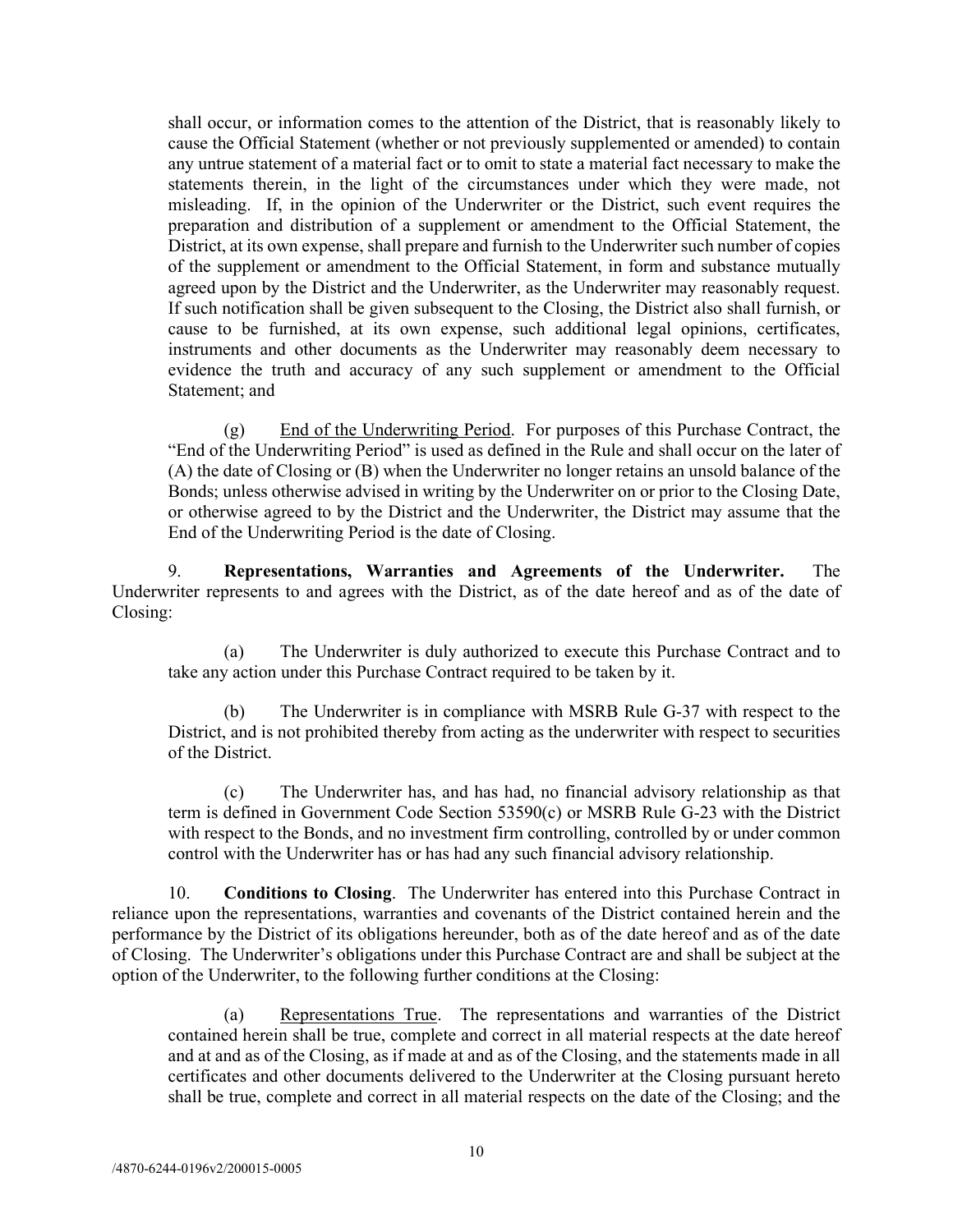shall occur, or information comes to the attention of the District, that is reasonably likely to cause the Official Statement (whether or not previously supplemented or amended) to contain any untrue statement of a material fact or to omit to state a material fact necessary to make the statements therein, in the light of the circumstances under which they were made, not misleading. If, in the opinion of the Underwriter or the District, such event requires the preparation and distribution of a supplement or amendment to the Official Statement, the District, at its own expense, shall prepare and furnish to the Underwriter such number of copies of the supplement or amendment to the Official Statement, in form and substance mutually agreed upon by the District and the Underwriter, as the Underwriter may reasonably request. If such notification shall be given subsequent to the Closing, the District also shall furnish, or cause to be furnished, at its own expense, such additional legal opinions, certificates, instruments and other documents as the Underwriter may reasonably deem necessary to evidence the truth and accuracy of any such supplement or amendment to the Official Statement; and

(g) End of the Underwriting Period. For purposes of this Purchase Contract, the "End of the Underwriting Period" is used as defined in the Rule and shall occur on the later of (A) the date of Closing or (B) when the Underwriter no longer retains an unsold balance of the Bonds; unless otherwise advised in writing by the Underwriter on or prior to the Closing Date, or otherwise agreed to by the District and the Underwriter, the District may assume that the End of the Underwriting Period is the date of Closing.

9. **Representations, Warranties and Agreements of the Underwriter.** The Underwriter represents to and agrees with the District, as of the date hereof and as of the date of Closing:

(a) The Underwriter is duly authorized to execute this Purchase Contract and to take any action under this Purchase Contract required to be taken by it.

(b) The Underwriter is in compliance with MSRB Rule G-37 with respect to the District, and is not prohibited thereby from acting as the underwriter with respect to securities of the District.

(c) The Underwriter has, and has had, no financial advisory relationship as that term is defined in Government Code Section 53590(c) or MSRB Rule G-23 with the District with respect to the Bonds, and no investment firm controlling, controlled by or under common control with the Underwriter has or has had any such financial advisory relationship.

10. **Conditions to Closing**. The Underwriter has entered into this Purchase Contract in reliance upon the representations, warranties and covenants of the District contained herein and the performance by the District of its obligations hereunder, both as of the date hereof and as of the date of Closing. The Underwriter's obligations under this Purchase Contract are and shall be subject at the option of the Underwriter, to the following further conditions at the Closing:

(a) Representations True. The representations and warranties of the District contained herein shall be true, complete and correct in all material respects at the date hereof and at and as of the Closing, as if made at and as of the Closing, and the statements made in all certificates and other documents delivered to the Underwriter at the Closing pursuant hereto shall be true, complete and correct in all material respects on the date of the Closing; and the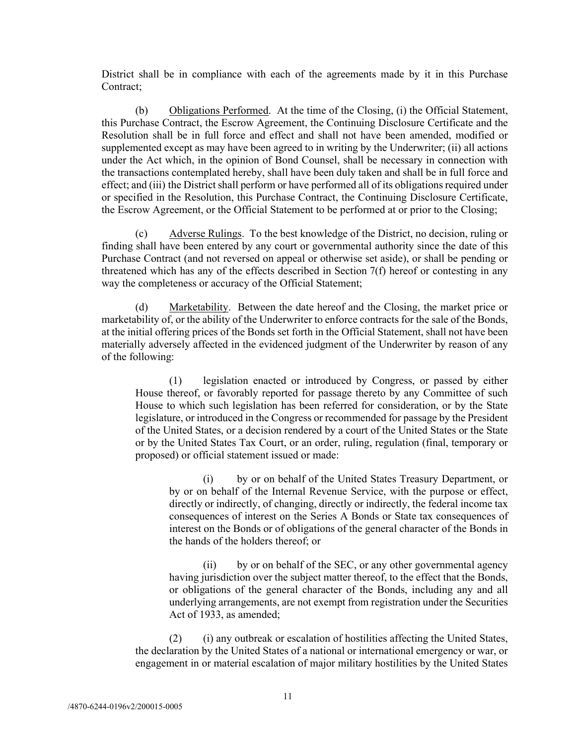District shall be in compliance with each of the agreements made by it in this Purchase Contract;

(b) Obligations Performed. At the time of the Closing, (i) the Official Statement, this Purchase Contract, the Escrow Agreement, the Continuing Disclosure Certificate and the Resolution shall be in full force and effect and shall not have been amended, modified or supplemented except as may have been agreed to in writing by the Underwriter; (ii) all actions under the Act which, in the opinion of Bond Counsel, shall be necessary in connection with the transactions contemplated hereby, shall have been duly taken and shall be in full force and effect; and (iii) the District shall perform or have performed all of its obligations required under or specified in the Resolution, this Purchase Contract, the Continuing Disclosure Certificate, the Escrow Agreement, or the Official Statement to be performed at or prior to the Closing;

(c) Adverse Rulings. To the best knowledge of the District, no decision, ruling or finding shall have been entered by any court or governmental authority since the date of this Purchase Contract (and not reversed on appeal or otherwise set aside), or shall be pending or threatened which has any of the effects described in Section 7(f) hereof or contesting in any way the completeness or accuracy of the Official Statement;

(d) Marketability. Between the date hereof and the Closing, the market price or marketability of, or the ability of the Underwriter to enforce contracts for the sale of the Bonds, at the initial offering prices of the Bonds set forth in the Official Statement, shall not have been materially adversely affected in the evidenced judgment of the Underwriter by reason of any of the following:

(1) legislation enacted or introduced by Congress, or passed by either House thereof, or favorably reported for passage thereto by any Committee of such House to which such legislation has been referred for consideration, or by the State legislature, or introduced in the Congress or recommended for passage by the President of the United States, or a decision rendered by a court of the United States or the State or by the United States Tax Court, or an order, ruling, regulation (final, temporary or proposed) or official statement issued or made:

(i) by or on behalf of the United States Treasury Department, or by or on behalf of the Internal Revenue Service, with the purpose or effect, directly or indirectly, of changing, directly or indirectly, the federal income tax consequences of interest on the Series A Bonds or State tax consequences of interest on the Bonds or of obligations of the general character of the Bonds in the hands of the holders thereof; or

(ii) by or on behalf of the SEC, or any other governmental agency having jurisdiction over the subject matter thereof, to the effect that the Bonds, or obligations of the general character of the Bonds, including any and all underlying arrangements, are not exempt from registration under the Securities Act of 1933, as amended;

(2) (i) any outbreak or escalation of hostilities affecting the United States, the declaration by the United States of a national or international emergency or war, or engagement in or material escalation of major military hostilities by the United States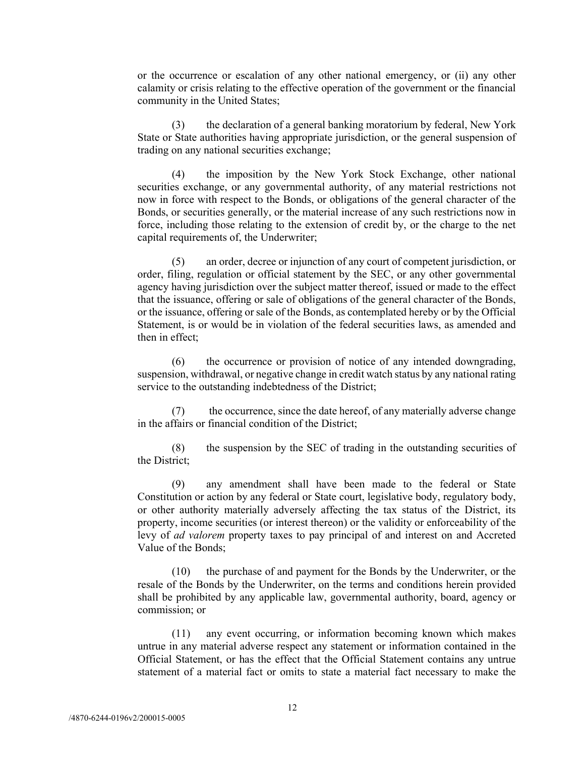or the occurrence or escalation of any other national emergency, or (ii) any other calamity or crisis relating to the effective operation of the government or the financial community in the United States;

(3) the declaration of a general banking moratorium by federal, New York State or State authorities having appropriate jurisdiction, or the general suspension of trading on any national securities exchange;

(4) the imposition by the New York Stock Exchange, other national securities exchange, or any governmental authority, of any material restrictions not now in force with respect to the Bonds, or obligations of the general character of the Bonds, or securities generally, or the material increase of any such restrictions now in force, including those relating to the extension of credit by, or the charge to the net capital requirements of, the Underwriter;

(5) an order, decree or injunction of any court of competent jurisdiction, or order, filing, regulation or official statement by the SEC, or any other governmental agency having jurisdiction over the subject matter thereof, issued or made to the effect that the issuance, offering or sale of obligations of the general character of the Bonds, or the issuance, offering or sale of the Bonds, as contemplated hereby or by the Official Statement, is or would be in violation of the federal securities laws, as amended and then in effect;

(6) the occurrence or provision of notice of any intended downgrading, suspension, withdrawal, or negative change in credit watch status by any national rating service to the outstanding indebtedness of the District;

(7) the occurrence, since the date hereof, of any materially adverse change in the affairs or financial condition of the District;

(8) the suspension by the SEC of trading in the outstanding securities of the District;

(9) any amendment shall have been made to the federal or State Constitution or action by any federal or State court, legislative body, regulatory body, or other authority materially adversely affecting the tax status of the District, its property, income securities (or interest thereon) or the validity or enforceability of the levy of *ad valorem* property taxes to pay principal of and interest on and Accreted Value of the Bonds;

(10) the purchase of and payment for the Bonds by the Underwriter, or the resale of the Bonds by the Underwriter, on the terms and conditions herein provided shall be prohibited by any applicable law, governmental authority, board, agency or commission; or

(11) any event occurring, or information becoming known which makes untrue in any material adverse respect any statement or information contained in the Official Statement, or has the effect that the Official Statement contains any untrue statement of a material fact or omits to state a material fact necessary to make the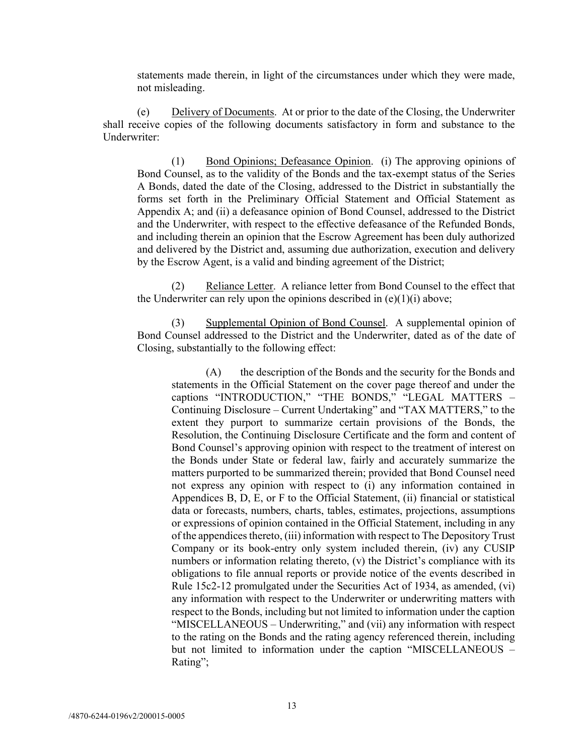statements made therein, in light of the circumstances under which they were made, not misleading.

(e) Delivery of Documents. At or prior to the date of the Closing, the Underwriter shall receive copies of the following documents satisfactory in form and substance to the Underwriter:

(1) Bond Opinions; Defeasance Opinion. (i) The approving opinions of Bond Counsel, as to the validity of the Bonds and the tax-exempt status of the Series A Bonds, dated the date of the Closing, addressed to the District in substantially the forms set forth in the Preliminary Official Statement and Official Statement as Appendix A; and (ii) a defeasance opinion of Bond Counsel, addressed to the District and the Underwriter, with respect to the effective defeasance of the Refunded Bonds, and including therein an opinion that the Escrow Agreement has been duly authorized and delivered by the District and, assuming due authorization, execution and delivery by the Escrow Agent, is a valid and binding agreement of the District;

(2) Reliance Letter. A reliance letter from Bond Counsel to the effect that the Underwriter can rely upon the opinions described in (e)(1)(i) above;

(3) Supplemental Opinion of Bond Counsel. A supplemental opinion of Bond Counsel addressed to the District and the Underwriter, dated as of the date of Closing, substantially to the following effect:

(A) the description of the Bonds and the security for the Bonds and statements in the Official Statement on the cover page thereof and under the captions "INTRODUCTION," "THE BONDS," "LEGAL MATTERS – Continuing Disclosure – Current Undertaking" and "TAX MATTERS," to the extent they purport to summarize certain provisions of the Bonds, the Resolution, the Continuing Disclosure Certificate and the form and content of Bond Counsel's approving opinion with respect to the treatment of interest on the Bonds under State or federal law, fairly and accurately summarize the matters purported to be summarized therein; provided that Bond Counsel need not express any opinion with respect to (i) any information contained in Appendices B, D, E, or F to the Official Statement, (ii) financial or statistical data or forecasts, numbers, charts, tables, estimates, projections, assumptions or expressions of opinion contained in the Official Statement, including in any of the appendices thereto, (iii) information with respect to The Depository Trust Company or its book-entry only system included therein, (iv) any CUSIP numbers or information relating thereto, (v) the District's compliance with its obligations to file annual reports or provide notice of the events described in Rule 15c2-12 promulgated under the Securities Act of 1934, as amended, (vi) any information with respect to the Underwriter or underwriting matters with respect to the Bonds, including but not limited to information under the caption "MISCELLANEOUS – Underwriting," and (vii) any information with respect to the rating on the Bonds and the rating agency referenced therein, including but not limited to information under the caption "MISCELLANEOUS – Rating";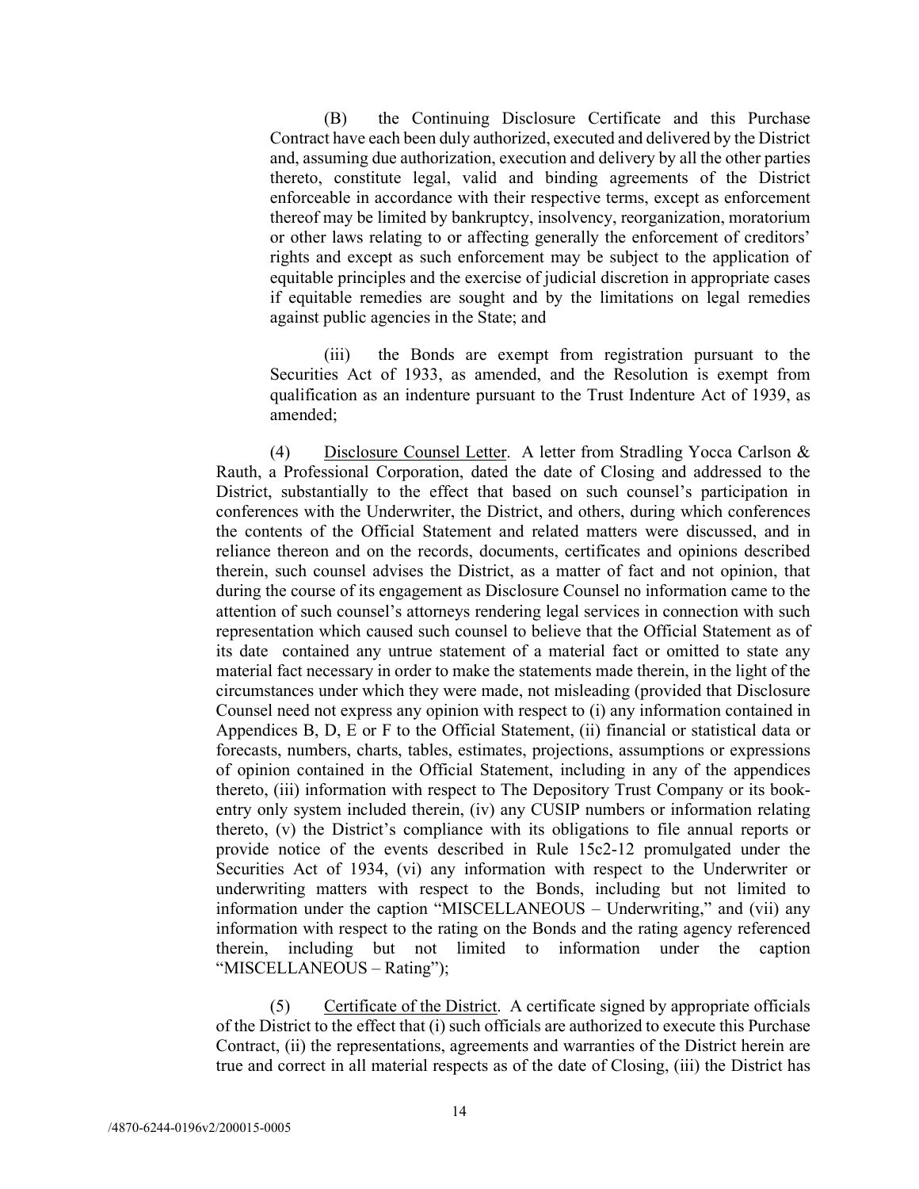(B) the Continuing Disclosure Certificate and this Purchase Contract have each been duly authorized, executed and delivered by the District and, assuming due authorization, execution and delivery by all the other parties thereto, constitute legal, valid and binding agreements of the District enforceable in accordance with their respective terms, except as enforcement thereof may be limited by bankruptcy, insolvency, reorganization, moratorium or other laws relating to or affecting generally the enforcement of creditors' rights and except as such enforcement may be subject to the application of equitable principles and the exercise of judicial discretion in appropriate cases if equitable remedies are sought and by the limitations on legal remedies against public agencies in the State; and

(iii) the Bonds are exempt from registration pursuant to the Securities Act of 1933, as amended, and the Resolution is exempt from qualification as an indenture pursuant to the Trust Indenture Act of 1939, as amended;

(4) Disclosure Counsel Letter. A letter from Stradling Yocca Carlson & Rauth, a Professional Corporation, dated the date of Closing and addressed to the District, substantially to the effect that based on such counsel's participation in conferences with the Underwriter, the District, and others, during which conferences the contents of the Official Statement and related matters were discussed, and in reliance thereon and on the records, documents, certificates and opinions described therein, such counsel advises the District, as a matter of fact and not opinion, that during the course of its engagement as Disclosure Counsel no information came to the attention of such counsel's attorneys rendering legal services in connection with such representation which caused such counsel to believe that the Official Statement as of its date contained any untrue statement of a material fact or omitted to state any material fact necessary in order to make the statements made therein, in the light of the circumstances under which they were made, not misleading (provided that Disclosure Counsel need not express any opinion with respect to (i) any information contained in Appendices B, D, E or F to the Official Statement, (ii) financial or statistical data or forecasts, numbers, charts, tables, estimates, projections, assumptions or expressions of opinion contained in the Official Statement, including in any of the appendices thereto, (iii) information with respect to The Depository Trust Company or its book-entry only system included therein, (iv) any CUSIP numbers or information relating thereto, (v) the District's compliance with its obligations to file annual reports or provide notice of the events described in Rule 15c2-12 promulgated under the Securities Act of 1934, (vi) any information with respect to the Underwriter or underwriting matters with respect to the Bonds, including but not limited to information under the caption "MISCELLANEOUS – Underwriting," and (vii) any information with respect to the rating on the Bonds and the rating agency referenced therein, including but not limited to information under the caption "MISCELLANEOUS – Rating");

(5) Certificate of the District. A certificate signed by appropriate officials of the District to the effect that (i) such officials are authorized to execute this Purchase Contract, (ii) the representations, agreements and warranties of the District herein are true and correct in all material respects as of the date of Closing, (iii) the District has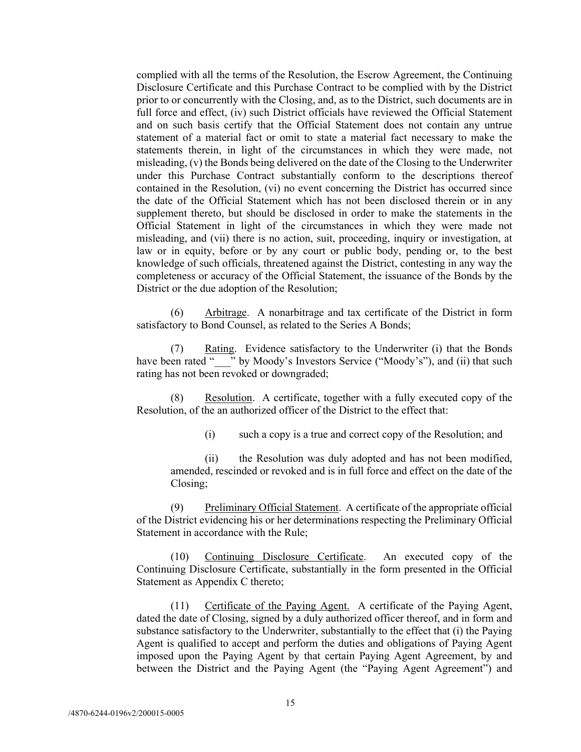complied with all the terms of the Resolution, the Escrow Agreement, the Continuing Disclosure Certificate and this Purchase Contract to be complied with by the District prior to or concurrently with the Closing, and, as to the District, such documents are in full force and effect, (iv) such District officials have reviewed the Official Statement and on such basis certify that the Official Statement does not contain any untrue statement of a material fact or omit to state a material fact necessary to make the statements therein, in light of the circumstances in which they were made, not misleading, (v) the Bonds being delivered on the date of the Closing to the Underwriter under this Purchase Contract substantially conform to the descriptions thereof contained in the Resolution, (vi) no event concerning the District has occurred since the date of the Official Statement which has not been disclosed therein or in any supplement thereto, but should be disclosed in order to make the statements in the Official Statement in light of the circumstances in which they were made not misleading, and (vii) there is no action, suit, proceeding, inquiry or investigation, at law or in equity, before or by any court or public body, pending or, to the best knowledge of such officials, threatened against the District, contesting in any way the completeness or accuracy of the Official Statement, the issuance of the Bonds by the District or the due adoption of the Resolution;

(6) Arbitrage. A nonarbitrage and tax certificate of the District in form satisfactory to Bond Counsel, as related to the Series A Bonds;

(7) Rating. Evidence satisfactory to the Underwriter (i) that the Bonds have been rated "___" by Moody's Investors Service ("Moody's"), and (ii) that such rating has not been revoked or downgraded;

(8) Resolution. A certificate, together with a fully executed copy of the Resolution, of the an authorized officer of the District to the effect that:

(i) such a copy is a true and correct copy of the Resolution; and

(ii) the Resolution was duly adopted and has not been modified, amended, rescinded or revoked and is in full force and effect on the date of the Closing;

(9) Preliminary Official Statement. A certificate of the appropriate official of the District evidencing his or her determinations respecting the Preliminary Official Statement in accordance with the Rule;

(10) Continuing Disclosure Certificate. An executed copy of the Continuing Disclosure Certificate, substantially in the form presented in the Official Statement as Appendix C thereto;

(11) Certificate of the Paying Agent. A certificate of the Paying Agent, dated the date of Closing, signed by a duly authorized officer thereof, and in form and substance satisfactory to the Underwriter, substantially to the effect that (i) the Paying Agent is qualified to accept and perform the duties and obligations of Paying Agent imposed upon the Paying Agent by that certain Paying Agent Agreement, by and between the District and the Paying Agent (the "Paying Agent Agreement") and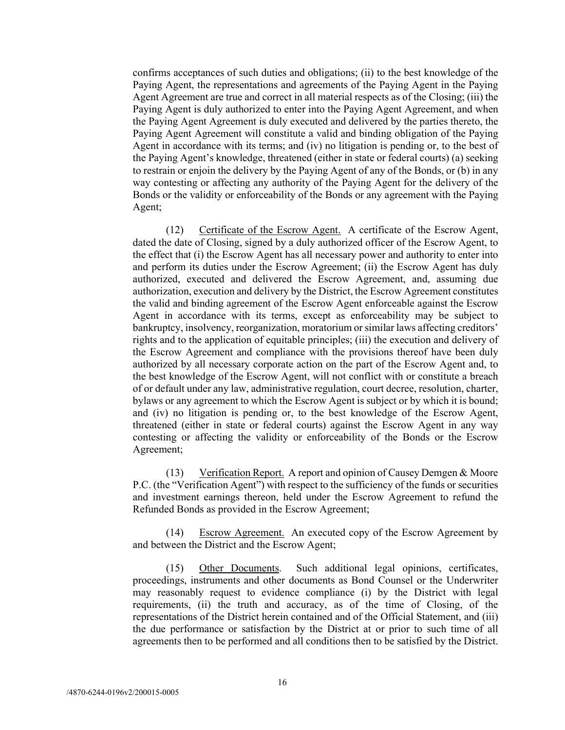confirms acceptances of such duties and obligations; (ii) to the best knowledge of the Paying Agent, the representations and agreements of the Paying Agent in the Paying Agent Agreement are true and correct in all material respects as of the Closing; (iii) the Paying Agent is duly authorized to enter into the Paying Agent Agreement, and when the Paying Agent Agreement is duly executed and delivered by the parties thereto, the Paying Agent Agreement will constitute a valid and binding obligation of the Paying Agent in accordance with its terms; and (iv) no litigation is pending or, to the best of the Paying Agent's knowledge, threatened (either in state or federal courts) (a) seeking to restrain or enjoin the delivery by the Paying Agent of any of the Bonds, or (b) in any way contesting or affecting any authority of the Paying Agent for the delivery of the Bonds or the validity or enforceability of the Bonds or any agreement with the Paying Agent;

(12) Certificate of the Escrow Agent. A certificate of the Escrow Agent, dated the date of Closing, signed by a duly authorized officer of the Escrow Agent, to the effect that (i) the Escrow Agent has all necessary power and authority to enter into and perform its duties under the Escrow Agreement; (ii) the Escrow Agent has duly authorized, executed and delivered the Escrow Agreement, and, assuming due authorization, execution and delivery by the District, the Escrow Agreement constitutes the valid and binding agreement of the Escrow Agent enforceable against the Escrow Agent in accordance with its terms, except as enforceability may be subject to bankruptcy, insolvency, reorganization, moratorium or similar laws affecting creditors' rights and to the application of equitable principles; (iii) the execution and delivery of the Escrow Agreement and compliance with the provisions thereof have been duly authorized by all necessary corporate action on the part of the Escrow Agent and, to the best knowledge of the Escrow Agent, will not conflict with or constitute a breach of or default under any law, administrative regulation, court decree, resolution, charter, bylaws or any agreement to which the Escrow Agent is subject or by which it is bound; and (iv) no litigation is pending or, to the best knowledge of the Escrow Agent, threatened (either in state or federal courts) against the Escrow Agent in any way contesting or affecting the validity or enforceability of the Bonds or the Escrow Agreement;

(13) Verification Report. A report and opinion of Causey Demgen & Moore P.C. (the "Verification Agent") with respect to the sufficiency of the funds or securities and investment earnings thereon, held under the Escrow Agreement to refund the Refunded Bonds as provided in the Escrow Agreement;

(14) Escrow Agreement. An executed copy of the Escrow Agreement by and between the District and the Escrow Agent;

(15) Other Documents. Such additional legal opinions, certificates, proceedings, instruments and other documents as Bond Counsel or the Underwriter may reasonably request to evidence compliance (i) by the District with legal requirements, (ii) the truth and accuracy, as of the time of Closing, of the representations of the District herein contained and of the Official Statement, and (iii) the due performance or satisfaction by the District at or prior to such time of all agreements then to be performed and all conditions then to be satisfied by the District.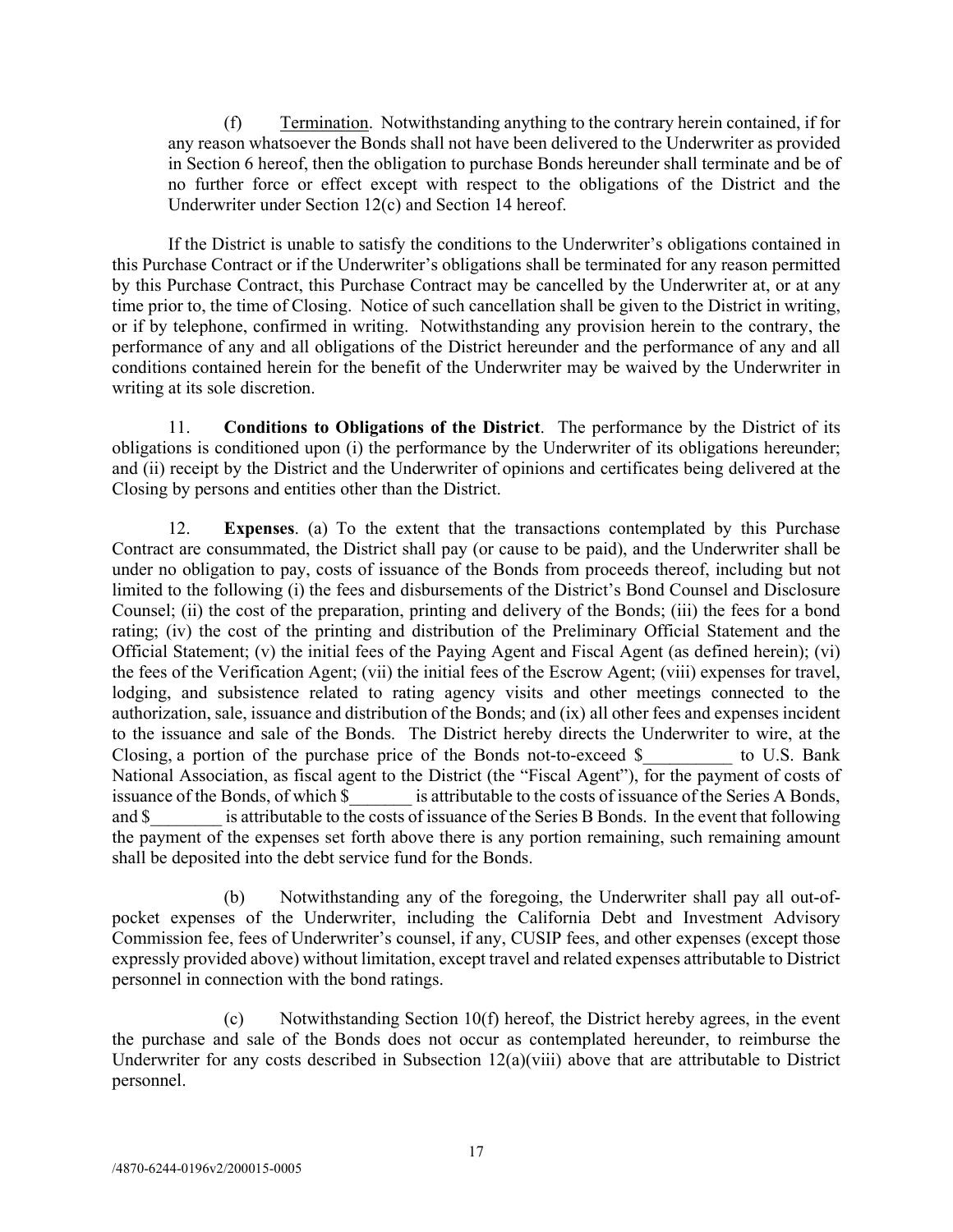(f) Termination. Notwithstanding anything to the contrary herein contained, if for any reason whatsoever the Bonds shall not have been delivered to the Underwriter as provided in Section 6 hereof, then the obligation to purchase Bonds hereunder shall terminate and be of no further force or effect except with respect to the obligations of the District and the Underwriter under Section 12(c) and Section 14 hereof.

If the District is unable to satisfy the conditions to the Underwriter's obligations contained in this Purchase Contract or if the Underwriter's obligations shall be terminated for any reason permitted by this Purchase Contract, this Purchase Contract may be cancelled by the Underwriter at, or at any time prior to, the time of Closing. Notice of such cancellation shall be given to the District in writing, or if by telephone, confirmed in writing. Notwithstanding any provision herein to the contrary, the performance of any and all obligations of the District hereunder and the performance of any and all conditions contained herein for the benefit of the Underwriter may be waived by the Underwriter in writing at its sole discretion.

11. **Conditions to Obligations of the District**. The performance by the District of its obligations is conditioned upon (i) the performance by the Underwriter of its obligations hereunder; and (ii) receipt by the District and the Underwriter of opinions and certificates being delivered at the Closing by persons and entities other than the District.

12. **Expenses**. (a) To the extent that the transactions contemplated by this Purchase Contract are consummated, the District shall pay (or cause to be paid), and the Underwriter shall be under no obligation to pay, costs of issuance of the Bonds from proceeds thereof, including but not limited to the following (i) the fees and disbursements of the District's Bond Counsel and Disclosure Counsel; (ii) the cost of the preparation, printing and delivery of the Bonds; (iii) the fees for a bond rating; (iv) the cost of the printing and distribution of the Preliminary Official Statement and the Official Statement; (v) the initial fees of the Paying Agent and Fiscal Agent (as defined herein); (vi) the fees of the Verification Agent; (vii) the initial fees of the Escrow Agent; (viii) expenses for travel, lodging, and subsistence related to rating agency visits and other meetings connected to the authorization, sale, issuance and distribution of the Bonds; and (ix) all other fees and expenses incident to the issuance and sale of the Bonds. The District hereby directs the Underwriter to wire, at the Closing, a portion of the purchase price of the Bonds not-to-exceed $__________ to U.S. Bank National Association, as fiscal agent to the District (the "Fiscal Agent"), for the payment of costs of issuance of the Bonds, of which $_______ is attributable to the costs of issuance of the Series A Bonds, and $________ is attributable to the costs of issuance of the Series B Bonds. In the event that following the payment of the expenses set forth above there is any portion remaining, such remaining amount shall be deposited into the debt service fund for the Bonds.

(b) Notwithstanding any of the foregoing, the Underwriter shall pay all out-of-pocket expenses of the Underwriter, including the California Debt and Investment Advisory Commission fee, fees of Underwriter's counsel, if any, CUSIP fees, and other expenses (except those expressly provided above) without limitation, except travel and related expenses attributable to District personnel in connection with the bond ratings.

(c) Notwithstanding Section 10(f) hereof, the District hereby agrees, in the event the purchase and sale of the Bonds does not occur as contemplated hereunder, to reimburse the Underwriter for any costs described in Subsection 12(a)(viii) above that are attributable to District personnel.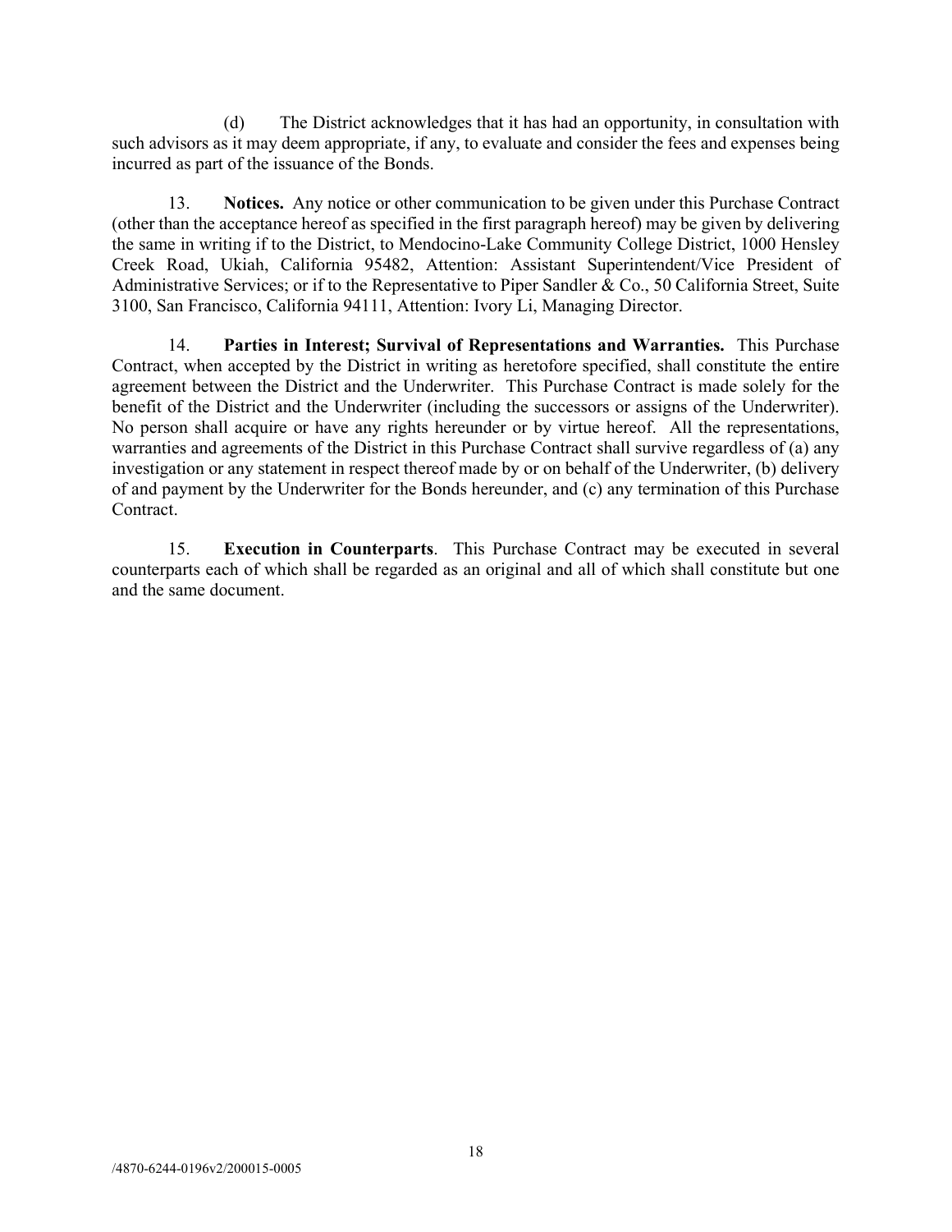(d) The District acknowledges that it has had an opportunity, in consultation with such advisors as it may deem appropriate, if any, to evaluate and consider the fees and expenses being incurred as part of the issuance of the Bonds.

13. **Notices.** Any notice or other communication to be given under this Purchase Contract (other than the acceptance hereof as specified in the first paragraph hereof) may be given by delivering the same in writing if to the District, to Mendocino-Lake Community College District, 1000 Hensley Creek Road, Ukiah, California 95482, Attention: Assistant Superintendent/Vice President of Administrative Services; or if to the Representative to Piper Sandler & Co., 50 California Street, Suite 3100, San Francisco, California 94111, Attention: Ivory Li, Managing Director.

14. **Parties in Interest; Survival of Representations and Warranties.** This Purchase Contract, when accepted by the District in writing as heretofore specified, shall constitute the entire agreement between the District and the Underwriter. This Purchase Contract is made solely for the benefit of the District and the Underwriter (including the successors or assigns of the Underwriter). No person shall acquire or have any rights hereunder or by virtue hereof. All the representations, warranties and agreements of the District in this Purchase Contract shall survive regardless of (a) any investigation or any statement in respect thereof made by or on behalf of the Underwriter, (b) delivery of and payment by the Underwriter for the Bonds hereunder, and (c) any termination of this Purchase Contract.

15. **Execution in Counterparts**. This Purchase Contract may be executed in several counterparts each of which shall be regarded as an original and all of which shall constitute but one and the same document.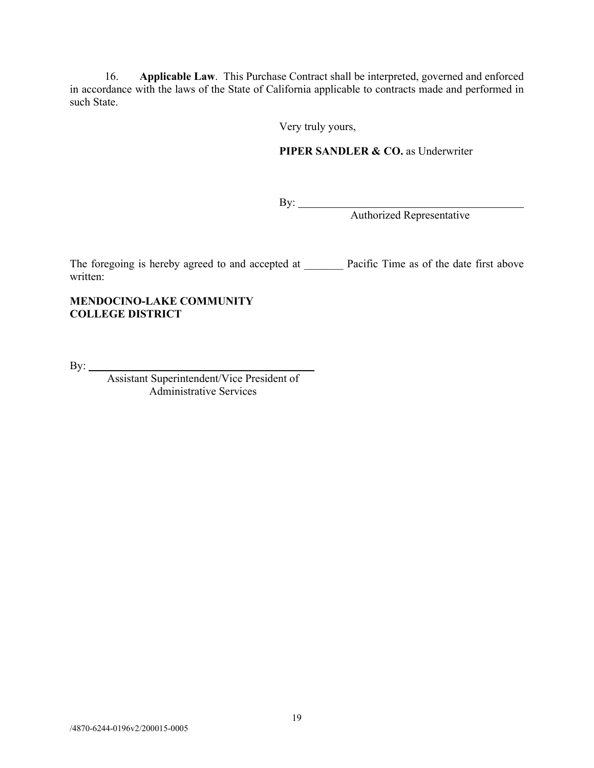16. **Applicable Law**. This Purchase Contract shall be interpreted, governed and enforced in accordance with the laws of the State of California applicable to contracts made and performed in such State.

Very truly yours,

**PIPER SANDLER & CO.** as Underwriter

By: ____________________________________________
Authorized Representative

The foregoing is hereby agreed to and accepted at _______ Pacific Time as of the date first above written:

**MENDOCINO-LAKE COMMUNITY COLLEGE DISTRICT**

By: ____________________________________________
Assistant Superintendent/Vice President of Administrative Services

/4870-6244-0196v2/200015-0005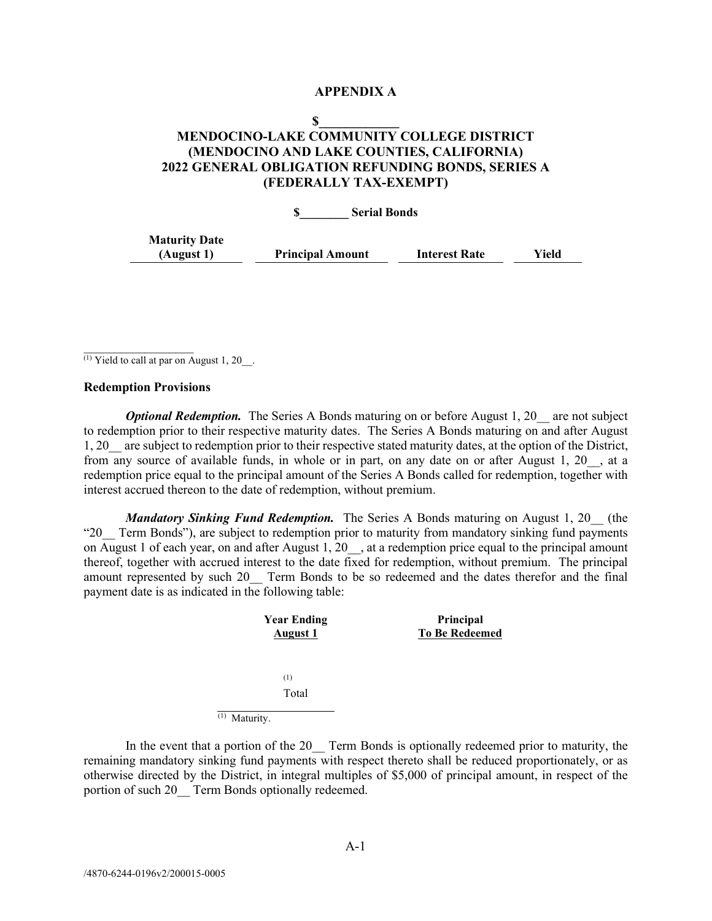# APPENDIX A

## $____________
## MENDOCINO-LAKE COMMUNITY COLLEGE DISTRICT
## (MENDOCINO AND LAKE COUNTIES, CALIFORNIA)
## 2022 GENERAL OBLIGATION REFUNDING BONDS, SERIES A
## (FEDERALLY TAX-EXEMPT)

**$________ Serial Bonds**

| Maturity Date (August 1) | Principal Amount | Interest Rate | Yield |
|---|---|---|---|
| | | | |

(1) Yield to call at par on August 1, 20__.

**Redemption Provisions**

***Optional Redemption.*** The Series A Bonds maturing on or before August 1, 20__ are not subject to redemption prior to their respective maturity dates. The Series A Bonds maturing on and after August 1, 20__ are subject to redemption prior to their respective stated maturity dates, at the option of the District, from any source of available funds, in whole or in part, on any date on or after August 1, 20__, at a redemption price equal to the principal amount of the Series A Bonds called for redemption, together with interest accrued thereon to the date of redemption, without premium.

***Mandatory Sinking Fund Redemption.*** The Series A Bonds maturing on August 1, 20__ (the "20__ Term Bonds"), are subject to redemption prior to maturity from mandatory sinking fund payments on August 1 of each year, on and after August 1, 20__, at a redemption price equal to the principal amount thereof, together with accrued interest to the date fixed for redemption, without premium. The principal amount represented by such 20__ Term Bonds to be so redeemed and the dates therefor and the final payment date is as indicated in the following table:

| Year Ending August 1 | Principal To Be Redeemed |
|---|---|
| (1) | |
| Total | |

(1) Maturity.

In the event that a portion of the 20__ Term Bonds is optionally redeemed prior to maturity, the remaining mandatory sinking fund payments with respect thereto shall be reduced proportionately, or as otherwise directed by the District, in integral multiples of $5,000 of principal amount, in respect of the portion of such 20__ Term Bonds optionally redeemed.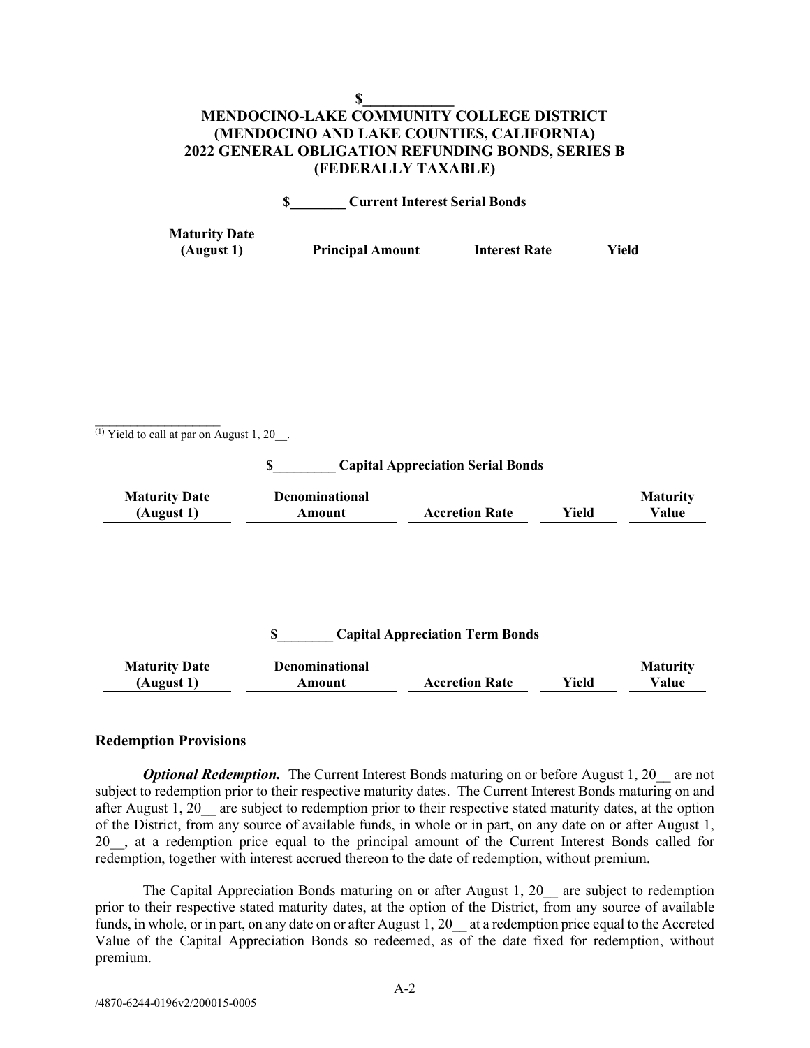**\$____________**
**MENDOCINO-LAKE COMMUNITY COLLEGE DISTRICT**
**(MENDOCINO AND LAKE COUNTIES, CALIFORNIA)**
**2022 GENERAL OBLIGATION REFUNDING BONDS, SERIES B**
**(FEDERALLY TAXABLE)**

**\$________ Current Interest Serial Bonds**

| Maturity Date (August 1) | Principal Amount | Interest Rate | Yield |
|---|---|---|---|

____________________
(1) Yield to call at par on August 1, 20__.

**\$_________ Capital Appreciation Serial Bonds**

| Maturity Date (August 1) | Denominational Amount | Accretion Rate | Yield | Maturity Value |
|---|---|---|---|---|

**\$________ Capital Appreciation Term Bonds**

| Maturity Date (August 1) | Denominational Amount | Accretion Rate | Yield | Maturity Value |
|---|---|---|---|---|

### Redemption Provisions

***Optional Redemption.*** The Current Interest Bonds maturing on or before August 1, 20__ are not subject to redemption prior to their respective maturity dates. The Current Interest Bonds maturing on and after August 1, 20__ are subject to redemption prior to their respective stated maturity dates, at the option of the District, from any source of available funds, in whole or in part, on any date on or after August 1, 20__, at a redemption price equal to the principal amount of the Current Interest Bonds called for redemption, together with interest accrued thereon to the date of redemption, without premium.

The Capital Appreciation Bonds maturing on or after August 1, 20__ are subject to redemption prior to their respective stated maturity dates, at the option of the District, from any source of available funds, in whole, or in part, on any date on or after August 1, 20__ at a redemption price equal to the Accreted Value of the Capital Appreciation Bonds so redeemed, as of the date fixed for redemption, without premium.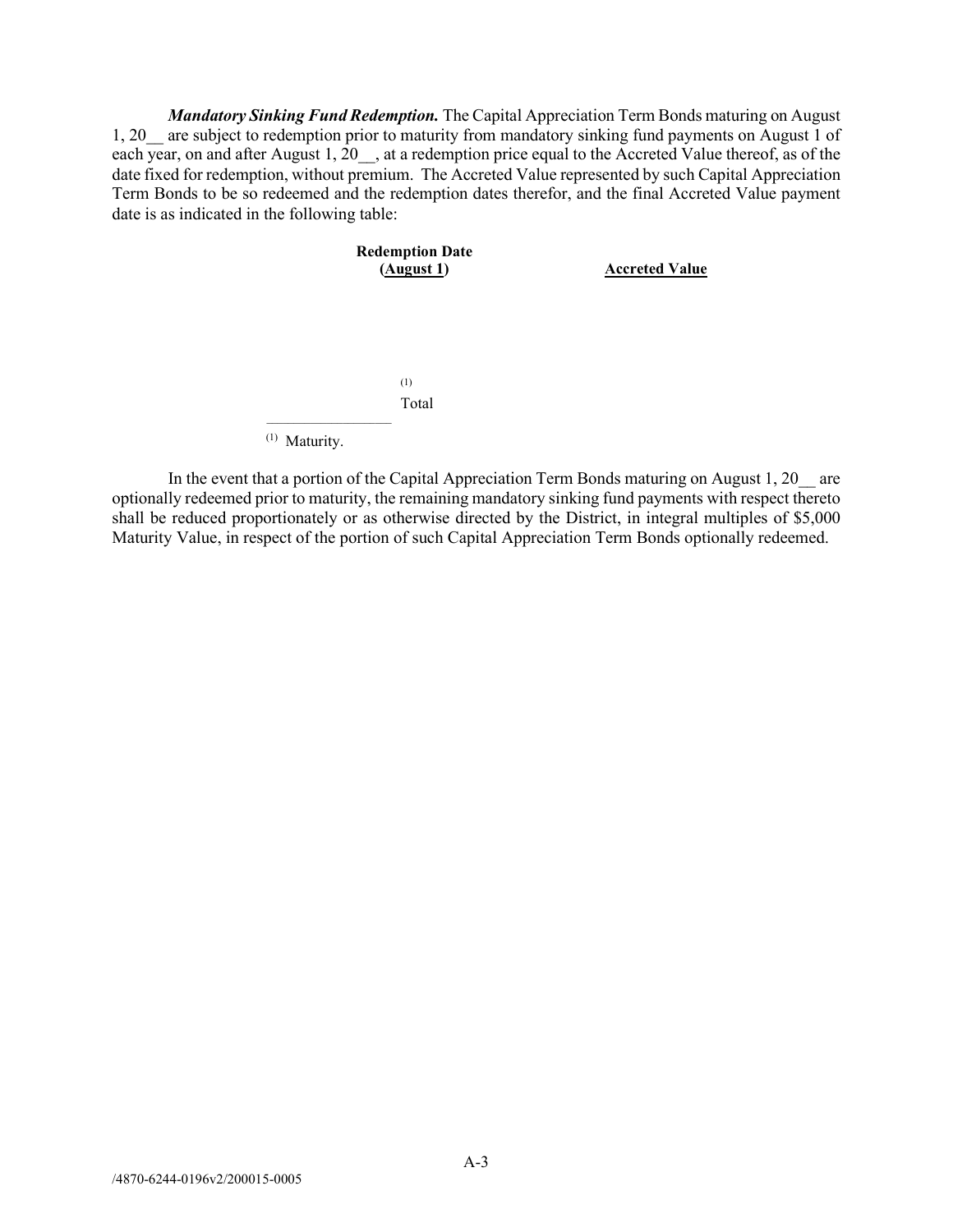***Mandatory Sinking Fund Redemption.*** The Capital Appreciation Term Bonds maturing on August 1, 20__ are subject to redemption prior to maturity from mandatory sinking fund payments on August 1 of each year, on and after August 1, 20__, at a redemption price equal to the Accreted Value thereof, as of the date fixed for redemption, without premium. The Accreted Value represented by such Capital Appreciation Term Bonds to be so redeemed and the redemption dates therefor, and the final Accreted Value payment date is as indicated in the following table:

| **Redemption Date (August 1)** | **Accreted Value** |
|---|---|
| [1] | |
| Total | |

[1] Maturity.

In the event that a portion of the Capital Appreciation Term Bonds maturing on August 1, 20__ are optionally redeemed prior to maturity, the remaining mandatory sinking fund payments with respect thereto shall be reduced proportionately or as otherwise directed by the District, in integral multiples of $5,000 Maturity Value, in respect of the portion of such Capital Appreciation Term Bonds optionally redeemed.

/4870-6244-0196v2/200015-0005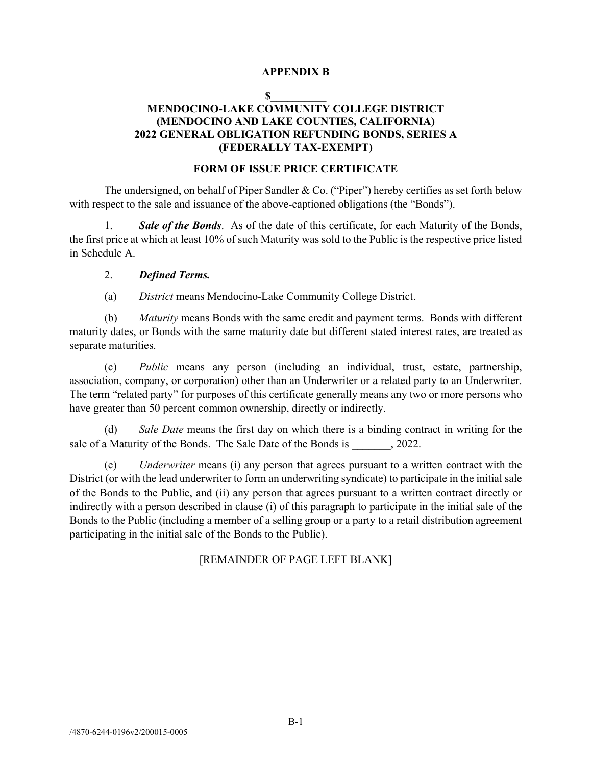**APPENDIX B**

**$__________**

**MENDOCINO-LAKE COMMUNITY COLLEGE DISTRICT**
**(MENDOCINO AND LAKE COUNTIES, CALIFORNIA)**
**2022 GENERAL OBLIGATION REFUNDING BONDS, SERIES A**
**(FEDERALLY TAX-EXEMPT)**

**FORM OF ISSUE PRICE CERTIFICATE**

The undersigned, on behalf of Piper Sandler & Co. ("Piper") hereby certifies as set forth below with respect to the sale and issuance of the above-captioned obligations (the "Bonds").

1. ***Sale of the Bonds***. As of the date of this certificate, for each Maturity of the Bonds, the first price at which at least 10% of such Maturity was sold to the Public is the respective price listed in Schedule A.

2. ***Defined Terms.***

(a) *District* means Mendocino-Lake Community College District.

(b) *Maturity* means Bonds with the same credit and payment terms. Bonds with different maturity dates, or Bonds with the same maturity date but different stated interest rates, are treated as separate maturities.

(c) *Public* means any person (including an individual, trust, estate, partnership, association, company, or corporation) other than an Underwriter or a related party to an Underwriter. The term "related party" for purposes of this certificate generally means any two or more persons who have greater than 50 percent common ownership, directly or indirectly.

(d) *Sale Date* means the first day on which there is a binding contract in writing for the sale of a Maturity of the Bonds. The Sale Date of the Bonds is _______, 2022.

(e) *Underwriter* means (i) any person that agrees pursuant to a written contract with the District (or with the lead underwriter to form an underwriting syndicate) to participate in the initial sale of the Bonds to the Public, and (ii) any person that agrees pursuant to a written contract directly or indirectly with a person described in clause (i) of this paragraph to participate in the initial sale of the Bonds to the Public (including a member of a selling group or a party to a retail distribution agreement participating in the initial sale of the Bonds to the Public).

[REMAINDER OF PAGE LEFT BLANK]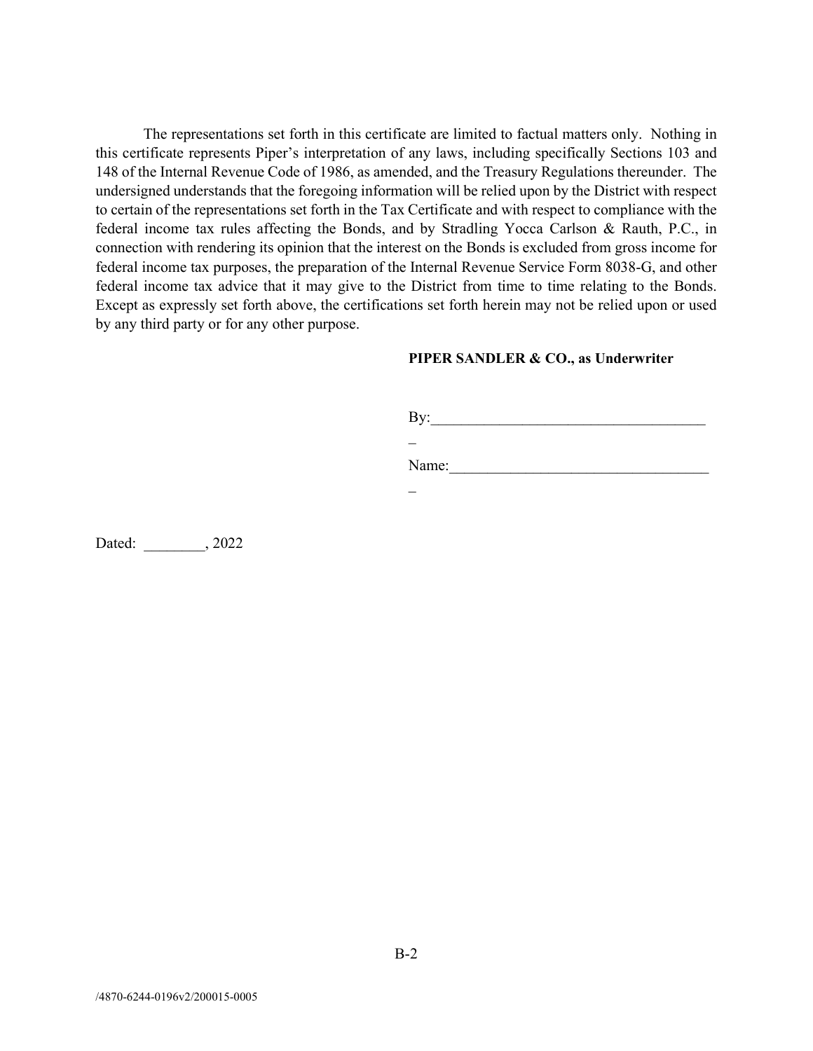The representations set forth in this certificate are limited to factual matters only. Nothing in this certificate represents Piper's interpretation of any laws, including specifically Sections 103 and 148 of the Internal Revenue Code of 1986, as amended, and the Treasury Regulations thereunder. The undersigned understands that the foregoing information will be relied upon by the District with respect to certain of the representations set forth in the Tax Certificate and with respect to compliance with the federal income tax rules affecting the Bonds, and by Stradling Yocca Carlson & Rauth, P.C., in connection with rendering its opinion that the interest on the Bonds is excluded from gross income for federal income tax purposes, the preparation of the Internal Revenue Service Form 8038-G, and other federal income tax advice that it may give to the District from time to time relating to the Bonds. Except as expressly set forth above, the certifications set forth herein may not be relied upon or used by any third party or for any other purpose.

**PIPER SANDLER & CO., as Underwriter**

By:_____________________________________

Name:__________________________________

Dated: ________, 2022

/4870-6244-0196v2/200015-0005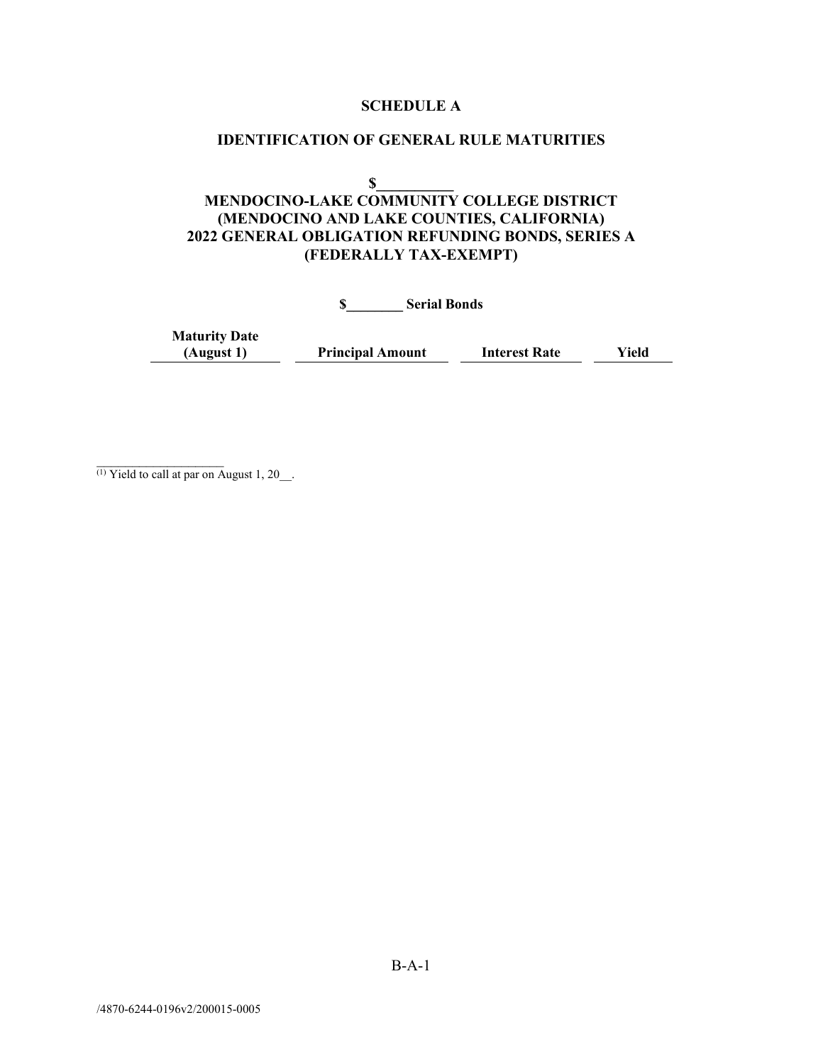**SCHEDULE A**

**IDENTIFICATION OF GENERAL RULE MATURITIES**

**$__________**
**MENDOCINO-LAKE COMMUNITY COLLEGE DISTRICT**
**(MENDOCINO AND LAKE COUNTIES, CALIFORNIA)**
**2022 GENERAL OBLIGATION REFUNDING BONDS, SERIES A**
**(FEDERALLY TAX-EXEMPT)**

**$________ Serial Bonds**

| Maturity Date (August 1) | Principal Amount | Interest Rate | Yield |
|---|---|---|---|

(1) Yield to call at par on August 1, 20__.

/4870-6244-0196v2/200015-0005